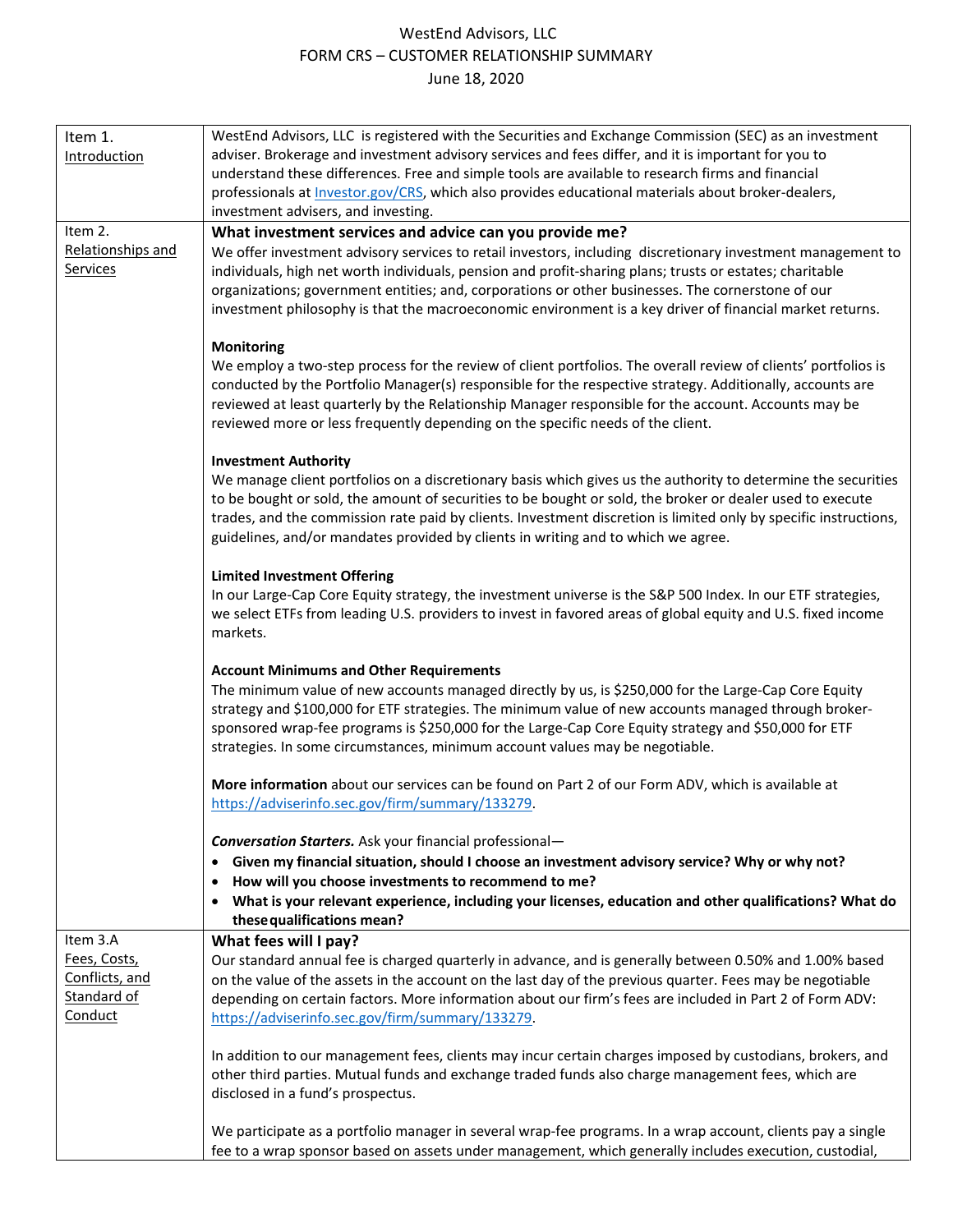# WestEnd Advisors, LLC
## FORM CRS – CUSTOMER RELATIONSHIP SUMMARY
June 18, 2020

### Item 1. Introduction

WestEnd Advisors, LLC is registered with the Securities and Exchange Commission (SEC) as an investment adviser. Brokerage and investment advisory services and fees differ, and it is important for you to understand these differences. Free and simple tools are available to research firms and financial professionals at Investor.gov/CRS, which also provides educational materials about broker-dealers, investment advisers, and investing.

### Item 2. Relationships and Services

**What investment services and advice can you provide me?**

We offer investment advisory services to retail investors, including discretionary investment management to individuals, high net worth individuals, pension and profit-sharing plans; trusts or estates; charitable organizations; government entities; and, corporations or other businesses. The cornerstone of our investment philosophy is that the macroeconomic environment is a key driver of financial market returns.

**Monitoring**

We employ a two-step process for the review of client portfolios. The overall review of clients' portfolios is conducted by the Portfolio Manager(s) responsible for the respective strategy. Additionally, accounts are reviewed at least quarterly by the Relationship Manager responsible for the account. Accounts may be reviewed more or less frequently depending on the specific needs of the client.

**Investment Authority**

We manage client portfolios on a discretionary basis which gives us the authority to determine the securities to be bought or sold, the amount of securities to be bought or sold, the broker or dealer used to execute trades, and the commission rate paid by clients. Investment discretion is limited only by specific instructions, guidelines, and/or mandates provided by clients in writing and to which we agree.

**Limited Investment Offering**

In our Large-Cap Core Equity strategy, the investment universe is the S&P 500 Index. In our ETF strategies, we select ETFs from leading U.S. providers to invest in favored areas of global equity and U.S. fixed income markets.

**Account Minimums and Other Requirements**

The minimum value of new accounts managed directly by us, is $250,000 for the Large-Cap Core Equity strategy and $100,000 for ETF strategies. The minimum value of new accounts managed through broker-sponsored wrap-fee programs is $250,000 for the Large-Cap Core Equity strategy and $50,000 for ETF strategies. In some circumstances, minimum account values may be negotiable.

**More information** about our services can be found on Part 2 of our Form ADV, which is available at https://adviserinfo.sec.gov/firm/summary/133279.

***Conversation Starters.*** Ask your financial professional—

- **Given my financial situation, should I choose an investment advisory service? Why or why not?**
- **How will you choose investments to recommend to me?**
- **What is your relevant experience, including your licenses, education and other qualifications? What do these qualifications mean?**

### Item 3.A Fees, Costs, Conflicts, and Standard of Conduct

**What fees will I pay?**

Our standard annual fee is charged quarterly in advance, and is generally between 0.50% and 1.00% based on the value of the assets in the account on the last day of the previous quarter. Fees may be negotiable depending on certain factors. More information about our firm's fees are included in Part 2 of Form ADV: https://adviserinfo.sec.gov/firm/summary/133279.

In addition to our management fees, clients may incur certain charges imposed by custodians, brokers, and other third parties. Mutual funds and exchange traded funds also charge management fees, which are disclosed in a fund's prospectus.

We participate as a portfolio manager in several wrap-fee programs. In a wrap account, clients pay a single fee to a wrap sponsor based on assets under management, which generally includes execution, custodial,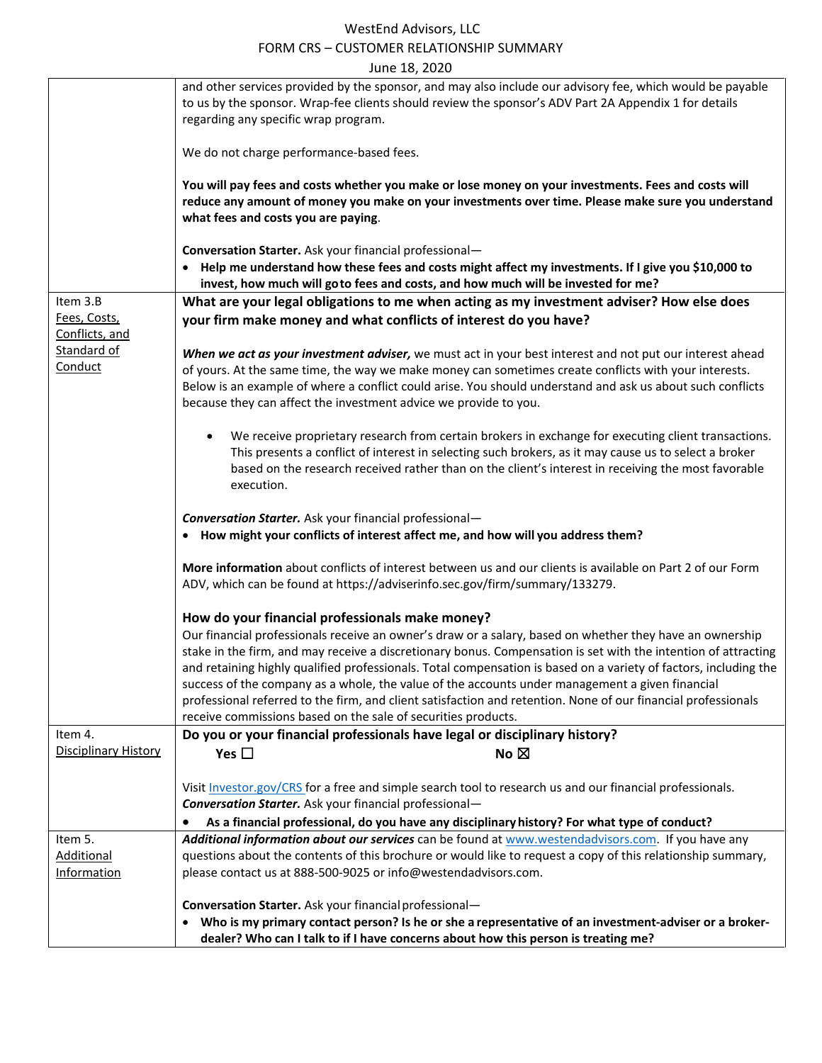and other services provided by the sponsor, and may also include our advisory fee, which would be payable to us by the sponsor. Wrap-fee clients should review the sponsor's ADV Part 2A Appendix 1 for details regarding any specific wrap program.

We do not charge performance-based fees.

**You will pay fees and costs whether you make or lose money on your investments. Fees and costs will reduce any amount of money you make on your investments over time. Please make sure you understand what fees and costs you are paying**.

**Conversation Starter.** Ask your financial professional—

- **Help me understand how these fees and costs might affect my investments. If I give you $10,000 to invest, how much will go to fees and costs, and how much will be invested for me?**

## Item 3.B Fees, Costs, Conflicts, and Standard of Conduct

### What are your legal obligations to me when acting as my investment adviser? How else does your firm make money and what conflicts of interest do you have?

***When we act as your investment adviser,*** we must act in your best interest and not put our interest ahead of yours. At the same time, the way we make money can sometimes create conflicts with your interests. Below is an example of where a conflict could arise. You should understand and ask us about such conflicts because they can affect the investment advice we provide to you.

- We receive proprietary research from certain brokers in exchange for executing client transactions. This presents a conflict of interest in selecting such brokers, as it may cause us to select a broker based on the research received rather than on the client's interest in receiving the most favorable execution.

***Conversation Starter.*** Ask your financial professional—

- **How might your conflicts of interest affect me, and how will you address them?**

**More information** about conflicts of interest between us and our clients is available on Part 2 of our Form ADV, which can be found at https://adviserinfo.sec.gov/firm/summary/133279.

### How do your financial professionals make money?

Our financial professionals receive an owner's draw or a salary, based on whether they have an ownership stake in the firm, and may receive a discretionary bonus. Compensation is set with the intention of attracting and retaining highly qualified professionals. Total compensation is based on a variety of factors, including the success of the company as a whole, the value of the accounts under management a given financial professional referred to the firm, and client satisfaction and retention. None of our financial professionals receive commissions based on the sale of securities products.

## Item 4. Disciplinary History

### Do you or your financial professionals have legal or disciplinary history?

**Yes** ☐ **No** ☒

Visit Investor.gov/CRS for a free and simple search tool to research us and our financial professionals.

***Conversation Starter.*** Ask your financial professional—

- **As a financial professional, do you have any disciplinary history? For what type of conduct?**

## Item 5. Additional Information

***Additional information about our services*** can be found at www.westendadvisors.com. If you have any questions about the contents of this brochure or would like to request a copy of this relationship summary, please contact us at 888-500-9025 or info@westendadvisors.com.

**Conversation Starter.** Ask your financial professional—

- **Who is my primary contact person? Is he or she a representative of an investment-adviser or a broker-dealer? Who can I talk to if I have concerns about how this person is treating me?**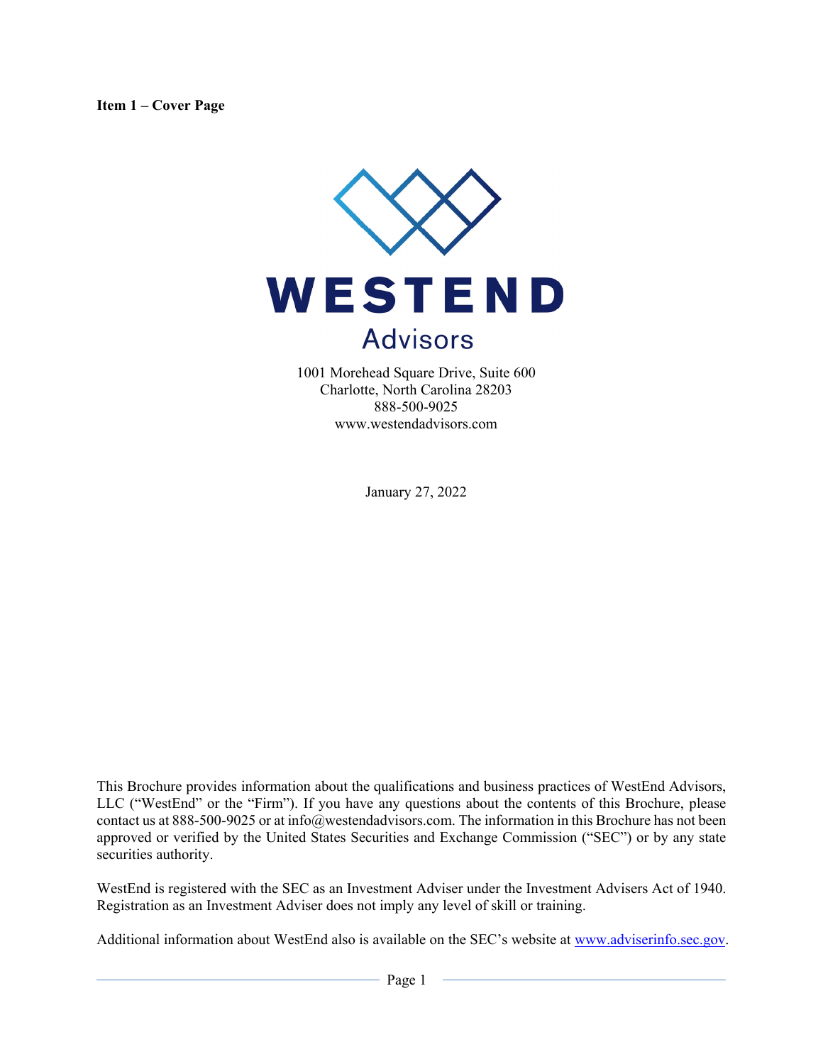**Item 1 – Cover Page**

WESTEND

Advisors

1001 Morehead Square Drive, Suite 600
Charlotte, North Carolina 28203
888-500-9025
www.westendadvisors.com

January 27, 2022

This Brochure provides information about the qualifications and business practices of WestEnd Advisors, LLC ("WestEnd" or the "Firm"). If you have any questions about the contents of this Brochure, please contact us at 888-500-9025 or at info@westendadvisors.com. The information in this Brochure has not been approved or verified by the United States Securities and Exchange Commission ("SEC") or by any state securities authority.

WestEnd is registered with the SEC as an Investment Adviser under the Investment Advisers Act of 1940. Registration as an Investment Adviser does not imply any level of skill or training.

Additional information about WestEnd also is available on the SEC's website at www.adviserinfo.sec.gov.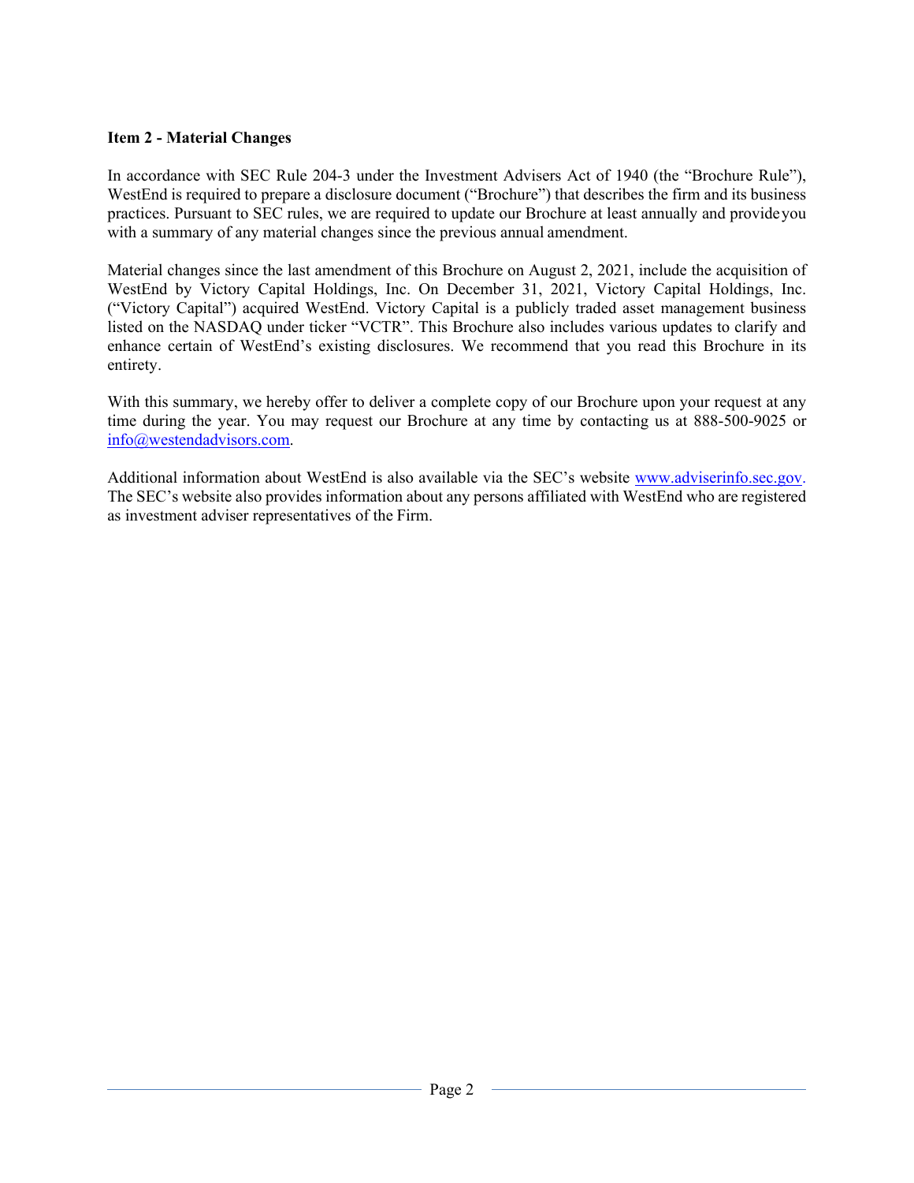### Item 2 - Material Changes

In accordance with SEC Rule 204-3 under the Investment Advisers Act of 1940 (the "Brochure Rule"), WestEnd is required to prepare a disclosure document ("Brochure") that describes the firm and its business practices. Pursuant to SEC rules, we are required to update our Brochure at least annually and provide you with a summary of any material changes since the previous annual amendment.

Material changes since the last amendment of this Brochure on August 2, 2021, include the acquisition of WestEnd by Victory Capital Holdings, Inc. On December 31, 2021, Victory Capital Holdings, Inc. ("Victory Capital") acquired WestEnd. Victory Capital is a publicly traded asset management business listed on the NASDAQ under ticker "VCTR". This Brochure also includes various updates to clarify and enhance certain of WestEnd's existing disclosures. We recommend that you read this Brochure in its entirety.

With this summary, we hereby offer to deliver a complete copy of our Brochure upon your request at any time during the year. You may request our Brochure at any time by contacting us at 888-500-9025 or info@westendadvisors.com.

Additional information about WestEnd is also available via the SEC's website www.adviserinfo.sec.gov. The SEC's website also provides information about any persons affiliated with WestEnd who are registered as investment adviser representatives of the Firm.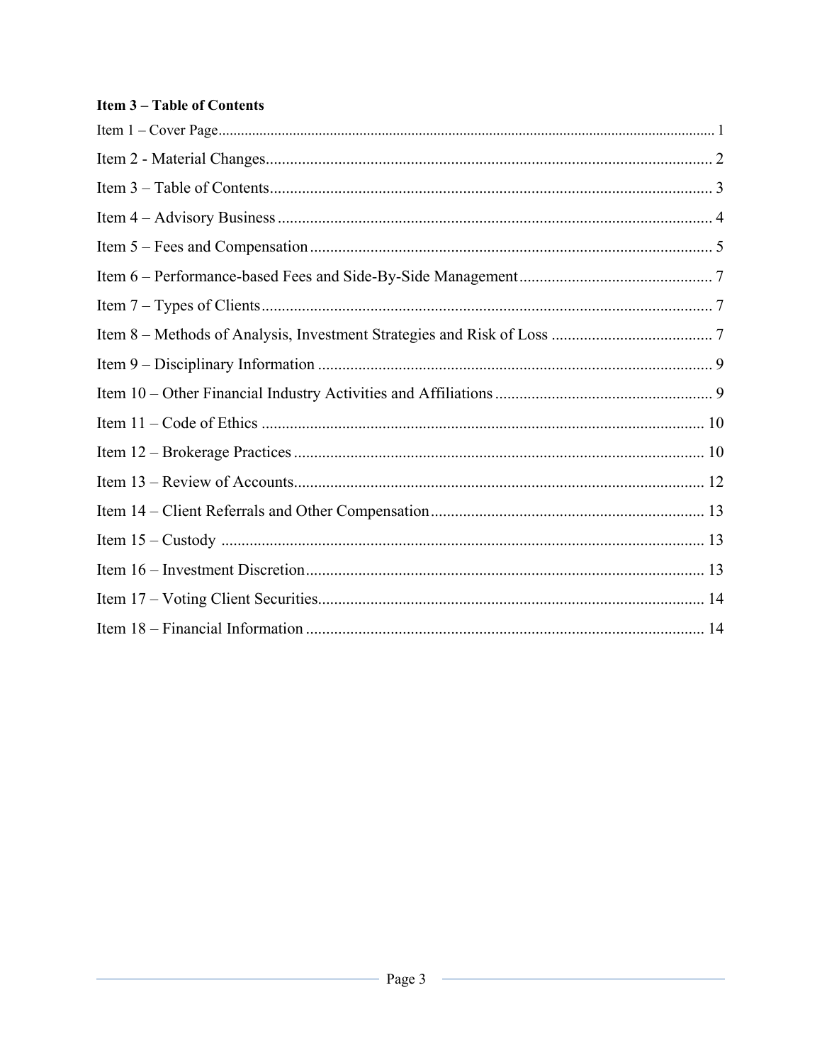## Item 3 – Table of Contents

Item 1 – Cover Page ........ 1

Item 2 - Material Changes ........ 2

Item 3 – Table of Contents ........ 3

Item 4 – Advisory Business ........ 4

Item 5 – Fees and Compensation ........ 5

Item 6 – Performance-based Fees and Side-By-Side Management ........ 7

Item 7 – Types of Clients ........ 7

Item 8 – Methods of Analysis, Investment Strategies and Risk of Loss ........ 7

Item 9 – Disciplinary Information ........ 9

Item 10 – Other Financial Industry Activities and Affiliations ........ 9

Item 11 – Code of Ethics ........ 10

Item 12 – Brokerage Practices ........ 10

Item 13 – Review of Accounts ........ 12

Item 14 – Client Referrals and Other Compensation ........ 13

Item 15 – Custody ........ 13

Item 16 – Investment Discretion ........ 13

Item 17 – Voting Client Securities ........ 14

Item 18 – Financial Information ........ 14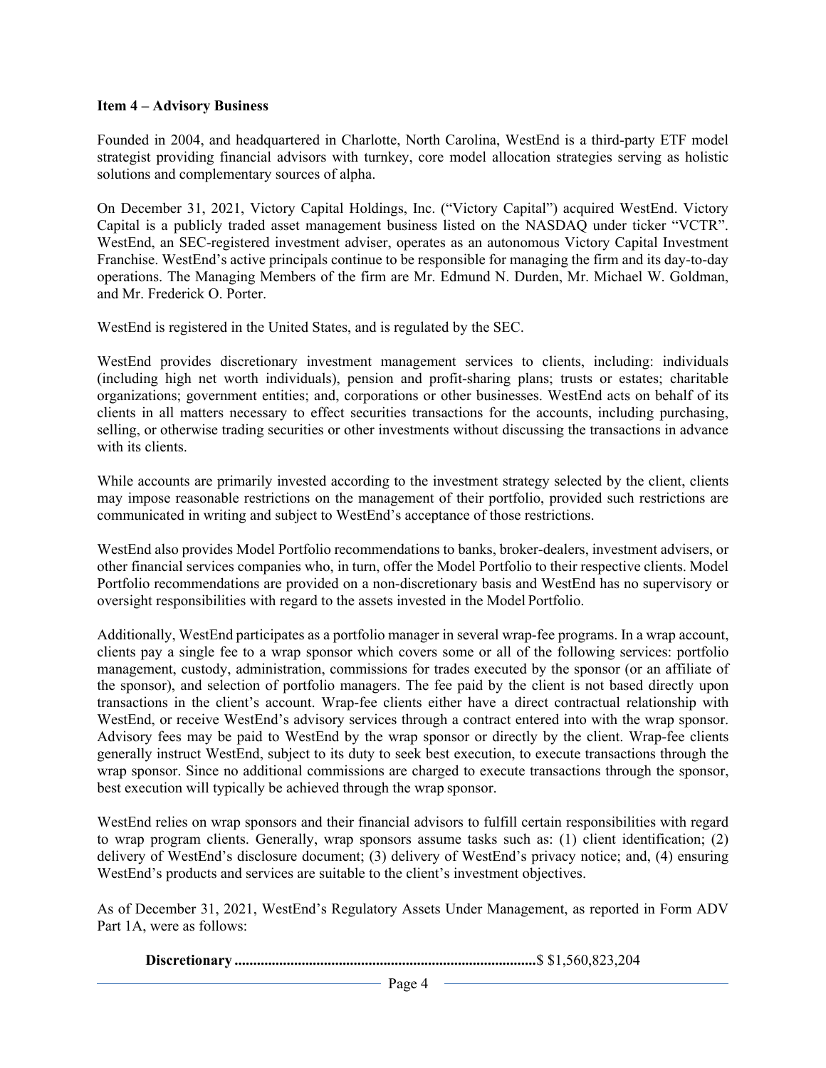### Item 4 – Advisory Business

Founded in 2004, and headquartered in Charlotte, North Carolina, WestEnd is a third-party ETF model strategist providing financial advisors with turnkey, core model allocation strategies serving as holistic solutions and complementary sources of alpha.

On December 31, 2021, Victory Capital Holdings, Inc. ("Victory Capital") acquired WestEnd. Victory Capital is a publicly traded asset management business listed on the NASDAQ under ticker "VCTR". WestEnd, an SEC-registered investment adviser, operates as an autonomous Victory Capital Investment Franchise. WestEnd's active principals continue to be responsible for managing the firm and its day-to-day operations. The Managing Members of the firm are Mr. Edmund N. Durden, Mr. Michael W. Goldman, and Mr. Frederick O. Porter.

WestEnd is registered in the United States, and is regulated by the SEC.

WestEnd provides discretionary investment management services to clients, including: individuals (including high net worth individuals), pension and profit-sharing plans; trusts or estates; charitable organizations; government entities; and, corporations or other businesses. WestEnd acts on behalf of its clients in all matters necessary to effect securities transactions for the accounts, including purchasing, selling, or otherwise trading securities or other investments without discussing the transactions in advance with its clients.

While accounts are primarily invested according to the investment strategy selected by the client, clients may impose reasonable restrictions on the management of their portfolio, provided such restrictions are communicated in writing and subject to WestEnd's acceptance of those restrictions.

WestEnd also provides Model Portfolio recommendations to banks, broker-dealers, investment advisers, or other financial services companies who, in turn, offer the Model Portfolio to their respective clients. Model Portfolio recommendations are provided on a non-discretionary basis and WestEnd has no supervisory or oversight responsibilities with regard to the assets invested in the Model Portfolio.

Additionally, WestEnd participates as a portfolio manager in several wrap-fee programs. In a wrap account, clients pay a single fee to a wrap sponsor which covers some or all of the following services: portfolio management, custody, administration, commissions for trades executed by the sponsor (or an affiliate of the sponsor), and selection of portfolio managers. The fee paid by the client is not based directly upon transactions in the client's account. Wrap-fee clients either have a direct contractual relationship with WestEnd, or receive WestEnd's advisory services through a contract entered into with the wrap sponsor. Advisory fees may be paid to WestEnd by the wrap sponsor or directly by the client. Wrap-fee clients generally instruct WestEnd, subject to its duty to seek best execution, to execute transactions through the wrap sponsor. Since no additional commissions are charged to execute transactions through the sponsor, best execution will typically be achieved through the wrap sponsor.

WestEnd relies on wrap sponsors and their financial advisors to fulfill certain responsibilities with regard to wrap program clients. Generally, wrap sponsors assume tasks such as: (1) client identification; (2) delivery of WestEnd's disclosure document; (3) delivery of WestEnd's privacy notice; and, (4) ensuring WestEnd's products and services are suitable to the client's investment objectives.

As of December 31, 2021, WestEnd's Regulatory Assets Under Management, as reported in Form ADV Part 1A, were as follows:

**Discretionary** ................................................................................$ $1,560,823,204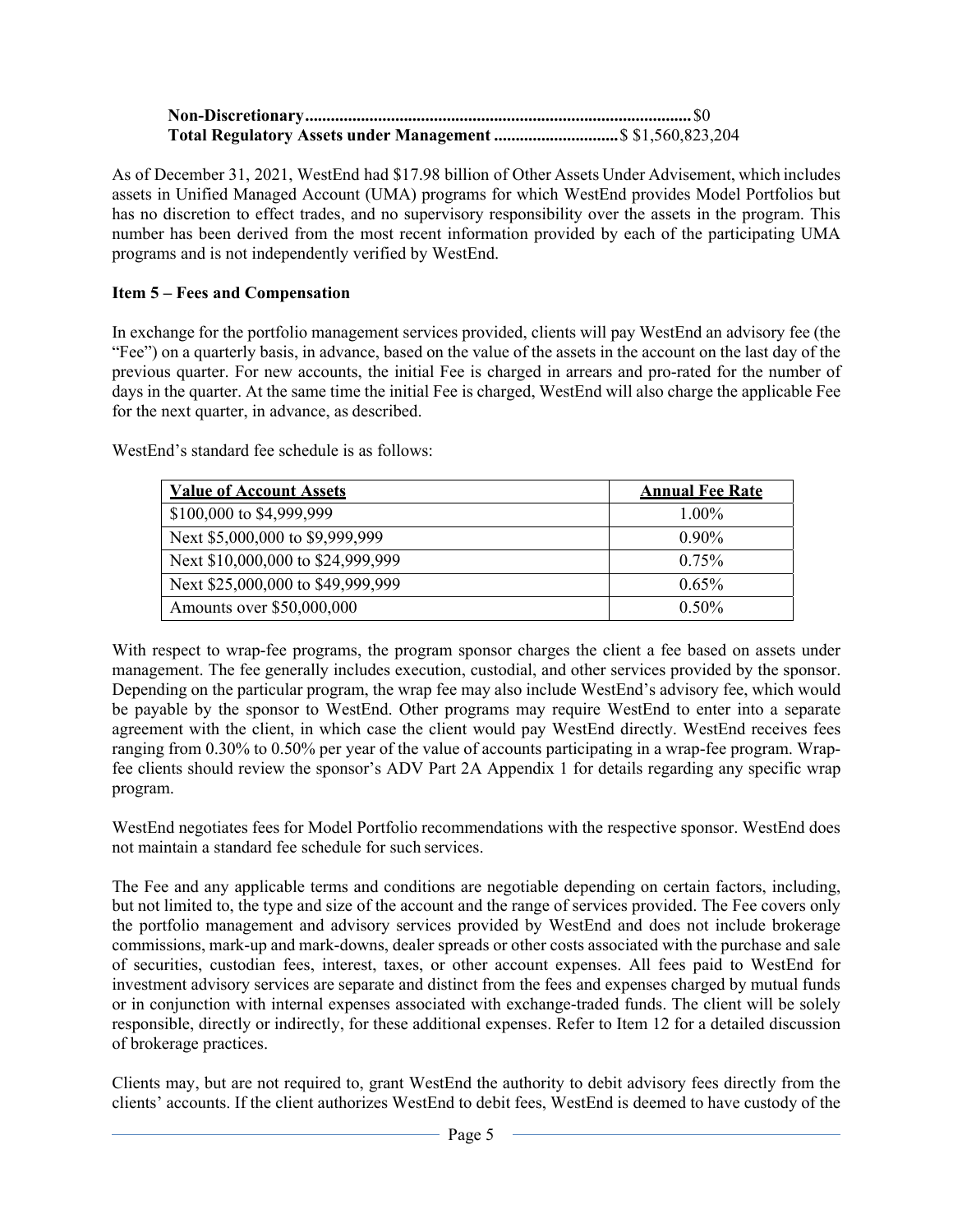**Non-Discretionary**.........................................................................................$0
**Total Regulatory Assets under Management** ............................$ $1,560,823,204

As of December 31, 2021, WestEnd had $17.98 billion of Other Assets Under Advisement, which includes assets in Unified Managed Account (UMA) programs for which WestEnd provides Model Portfolios but has no discretion to effect trades, and no supervisory responsibility over the assets in the program. This number has been derived from the most recent information provided by each of the participating UMA programs and is not independently verified by WestEnd.

**Item 5 – Fees and Compensation**

In exchange for the portfolio management services provided, clients will pay WestEnd an advisory fee (the "Fee") on a quarterly basis, in advance, based on the value of the assets in the account on the last day of the previous quarter. For new accounts, the initial Fee is charged in arrears and pro-rated for the number of days in the quarter. At the same time the initial Fee is charged, WestEnd will also charge the applicable Fee for the next quarter, in advance, as described.

WestEnd's standard fee schedule is as follows:

| Value of Account Assets | Annual Fee Rate |
|---|---|
| $100,000 to $4,999,999 | 1.00% |
| Next $5,000,000 to $9,999,999 | 0.90% |
| Next $10,000,000 to $24,999,999 | 0.75% |
| Next $25,000,000 to $49,999,999 | 0.65% |
| Amounts over $50,000,000 | 0.50% |

With respect to wrap-fee programs, the program sponsor charges the client a fee based on assets under management. The fee generally includes execution, custodial, and other services provided by the sponsor. Depending on the particular program, the wrap fee may also include WestEnd's advisory fee, which would be payable by the sponsor to WestEnd. Other programs may require WestEnd to enter into a separate agreement with the client, in which case the client would pay WestEnd directly. WestEnd receives fees ranging from 0.30% to 0.50% per year of the value of accounts participating in a wrap-fee program. Wrap-fee clients should review the sponsor's ADV Part 2A Appendix 1 for details regarding any specific wrap program.

WestEnd negotiates fees for Model Portfolio recommendations with the respective sponsor. WestEnd does not maintain a standard fee schedule for such services.

The Fee and any applicable terms and conditions are negotiable depending on certain factors, including, but not limited to, the type and size of the account and the range of services provided. The Fee covers only the portfolio management and advisory services provided by WestEnd and does not include brokerage commissions, mark-up and mark-downs, dealer spreads or other costs associated with the purchase and sale of securities, custodian fees, interest, taxes, or other account expenses. All fees paid to WestEnd for investment advisory services are separate and distinct from the fees and expenses charged by mutual funds or in conjunction with internal expenses associated with exchange-traded funds. The client will be solely responsible, directly or indirectly, for these additional expenses. Refer to Item 12 for a detailed discussion of brokerage practices.

Clients may, but are not required to, grant WestEnd the authority to debit advisory fees directly from the clients' accounts. If the client authorizes WestEnd to debit fees, WestEnd is deemed to have custody of the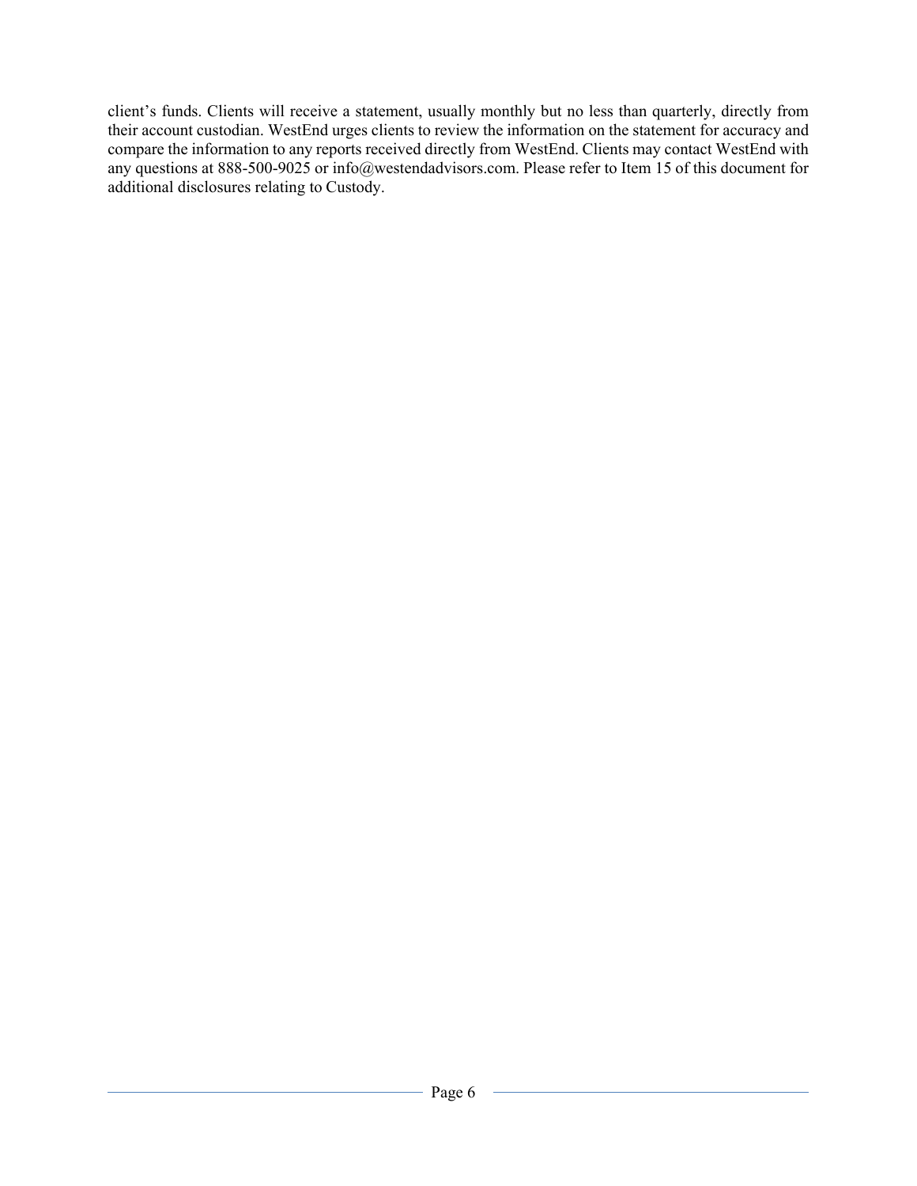client's funds. Clients will receive a statement, usually monthly but no less than quarterly, directly from their account custodian. WestEnd urges clients to review the information on the statement for accuracy and compare the information to any reports received directly from WestEnd. Clients may contact WestEnd with any questions at 888-500-9025 or info@westendadvisors.com. Please refer to Item 15 of this document for additional disclosures relating to Custody.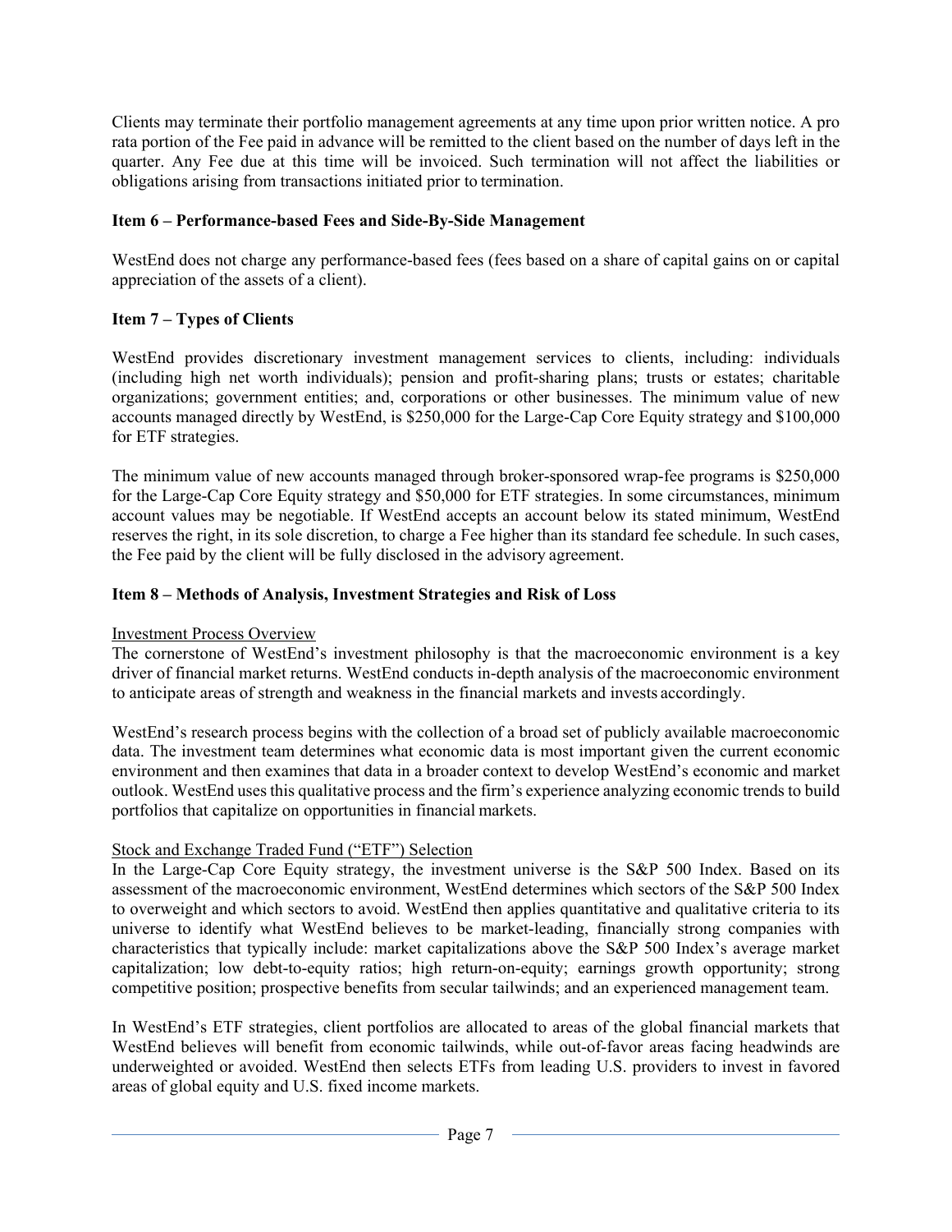Clients may terminate their portfolio management agreements at any time upon prior written notice. A pro rata portion of the Fee paid in advance will be remitted to the client based on the number of days left in the quarter. Any Fee due at this time will be invoiced. Such termination will not affect the liabilities or obligations arising from transactions initiated prior to termination.

## Item 6 – Performance-based Fees and Side-By-Side Management

WestEnd does not charge any performance-based fees (fees based on a share of capital gains on or capital appreciation of the assets of a client).

## Item 7 – Types of Clients

WestEnd provides discretionary investment management services to clients, including: individuals (including high net worth individuals); pension and profit-sharing plans; trusts or estates; charitable organizations; government entities; and, corporations or other businesses. The minimum value of new accounts managed directly by WestEnd, is $250,000 for the Large-Cap Core Equity strategy and $100,000 for ETF strategies.

The minimum value of new accounts managed through broker-sponsored wrap-fee programs is $250,000 for the Large-Cap Core Equity strategy and $50,000 for ETF strategies. In some circumstances, minimum account values may be negotiable. If WestEnd accepts an account below its stated minimum, WestEnd reserves the right, in its sole discretion, to charge a Fee higher than its standard fee schedule. In such cases, the Fee paid by the client will be fully disclosed in the advisory agreement.

## Item 8 – Methods of Analysis, Investment Strategies and Risk of Loss

Investment Process Overview

The cornerstone of WestEnd's investment philosophy is that the macroeconomic environment is a key driver of financial market returns. WestEnd conducts in-depth analysis of the macroeconomic environment to anticipate areas of strength and weakness in the financial markets and invests accordingly.

WestEnd's research process begins with the collection of a broad set of publicly available macroeconomic data. The investment team determines what economic data is most important given the current economic environment and then examines that data in a broader context to develop WestEnd's economic and market outlook. WestEnd uses this qualitative process and the firm's experience analyzing economic trends to build portfolios that capitalize on opportunities in financial markets.

Stock and Exchange Traded Fund ("ETF") Selection

In the Large-Cap Core Equity strategy, the investment universe is the S&P 500 Index. Based on its assessment of the macroeconomic environment, WestEnd determines which sectors of the S&P 500 Index to overweight and which sectors to avoid. WestEnd then applies quantitative and qualitative criteria to its universe to identify what WestEnd believes to be market-leading, financially strong companies with characteristics that typically include: market capitalizations above the S&P 500 Index's average market capitalization; low debt-to-equity ratios; high return-on-equity; earnings growth opportunity; strong competitive position; prospective benefits from secular tailwinds; and an experienced management team.

In WestEnd's ETF strategies, client portfolios are allocated to areas of the global financial markets that WestEnd believes will benefit from economic tailwinds, while out-of-favor areas facing headwinds are underweighted or avoided. WestEnd then selects ETFs from leading U.S. providers to invest in favored areas of global equity and U.S. fixed income markets.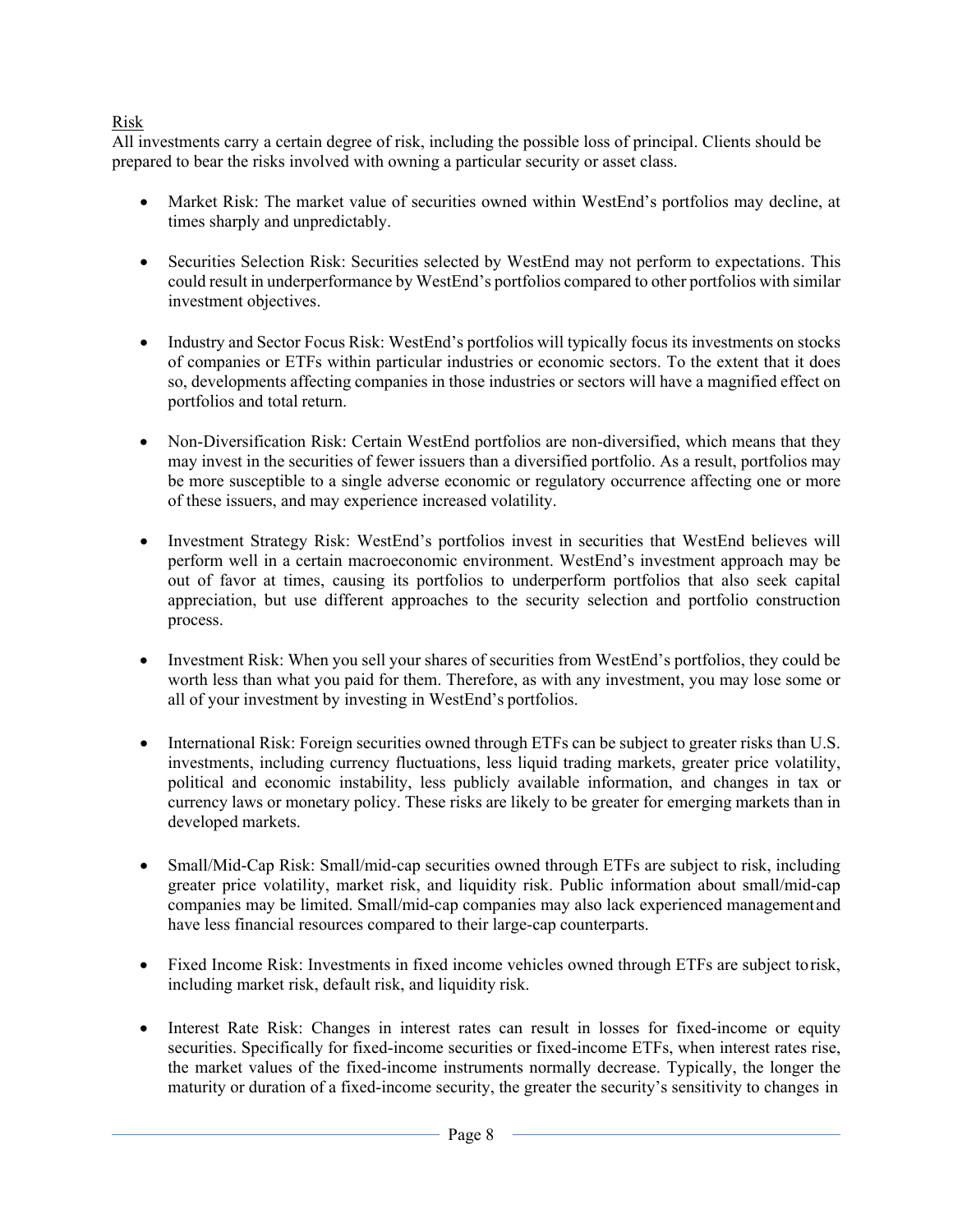Risk

All investments carry a certain degree of risk, including the possible loss of principal. Clients should be prepared to bear the risks involved with owning a particular security or asset class.

- Market Risk: The market value of securities owned within WestEnd's portfolios may decline, at times sharply and unpredictably.

- Securities Selection Risk: Securities selected by WestEnd may not perform to expectations. This could result in underperformance by WestEnd's portfolios compared to other portfolios with similar investment objectives.

- Industry and Sector Focus Risk: WestEnd's portfolios will typically focus its investments on stocks of companies or ETFs within particular industries or economic sectors. To the extent that it does so, developments affecting companies in those industries or sectors will have a magnified effect on portfolios and total return.

- Non-Diversification Risk: Certain WestEnd portfolios are non-diversified, which means that they may invest in the securities of fewer issuers than a diversified portfolio. As a result, portfolios may be more susceptible to a single adverse economic or regulatory occurrence affecting one or more of these issuers, and may experience increased volatility.

- Investment Strategy Risk: WestEnd's portfolios invest in securities that WestEnd believes will perform well in a certain macroeconomic environment. WestEnd's investment approach may be out of favor at times, causing its portfolios to underperform portfolios that also seek capital appreciation, but use different approaches to the security selection and portfolio construction process.

- Investment Risk: When you sell your shares of securities from WestEnd's portfolios, they could be worth less than what you paid for them. Therefore, as with any investment, you may lose some or all of your investment by investing in WestEnd's portfolios.

- International Risk: Foreign securities owned through ETFs can be subject to greater risks than U.S. investments, including currency fluctuations, less liquid trading markets, greater price volatility, political and economic instability, less publicly available information, and changes in tax or currency laws or monetary policy. These risks are likely to be greater for emerging markets than in developed markets.

- Small/Mid-Cap Risk: Small/mid-cap securities owned through ETFs are subject to risk, including greater price volatility, market risk, and liquidity risk. Public information about small/mid-cap companies may be limited. Small/mid-cap companies may also lack experienced management and have less financial resources compared to their large-cap counterparts.

- Fixed Income Risk: Investments in fixed income vehicles owned through ETFs are subject to risk, including market risk, default risk, and liquidity risk.

- Interest Rate Risk: Changes in interest rates can result in losses for fixed-income or equity securities. Specifically for fixed-income securities or fixed-income ETFs, when interest rates rise, the market values of the fixed-income instruments normally decrease. Typically, the longer the maturity or duration of a fixed-income security, the greater the security's sensitivity to changes in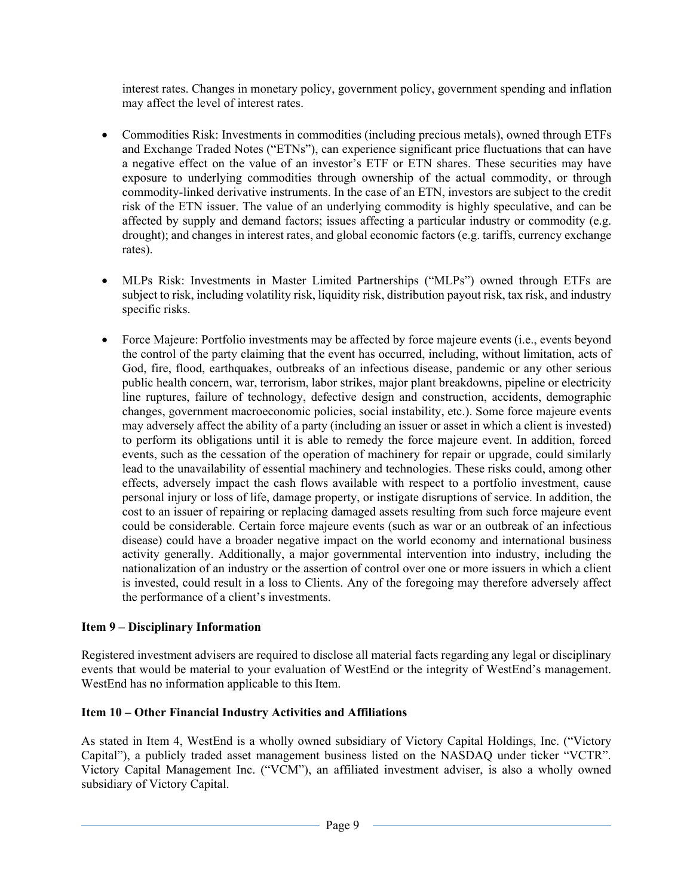interest rates. Changes in monetary policy, government policy, government spending and inflation may affect the level of interest rates.

- Commodities Risk: Investments in commodities (including precious metals), owned through ETFs and Exchange Traded Notes ("ETNs"), can experience significant price fluctuations that can have a negative effect on the value of an investor's ETF or ETN shares. These securities may have exposure to underlying commodities through ownership of the actual commodity, or through commodity-linked derivative instruments. In the case of an ETN, investors are subject to the credit risk of the ETN issuer. The value of an underlying commodity is highly speculative, and can be affected by supply and demand factors; issues affecting a particular industry or commodity (e.g. drought); and changes in interest rates, and global economic factors (e.g. tariffs, currency exchange rates).

- MLPs Risk: Investments in Master Limited Partnerships ("MLPs") owned through ETFs are subject to risk, including volatility risk, liquidity risk, distribution payout risk, tax risk, and industry specific risks.

- Force Majeure: Portfolio investments may be affected by force majeure events (i.e., events beyond the control of the party claiming that the event has occurred, including, without limitation, acts of God, fire, flood, earthquakes, outbreaks of an infectious disease, pandemic or any other serious public health concern, war, terrorism, labor strikes, major plant breakdowns, pipeline or electricity line ruptures, failure of technology, defective design and construction, accidents, demographic changes, government macroeconomic policies, social instability, etc.). Some force majeure events may adversely affect the ability of a party (including an issuer or asset in which a client is invested) to perform its obligations until it is able to remedy the force majeure event. In addition, forced events, such as the cessation of the operation of machinery for repair or upgrade, could similarly lead to the unavailability of essential machinery and technologies. These risks could, among other effects, adversely impact the cash flows available with respect to a portfolio investment, cause personal injury or loss of life, damage property, or instigate disruptions of service. In addition, the cost to an issuer of repairing or replacing damaged assets resulting from such force majeure event could be considerable. Certain force majeure events (such as war or an outbreak of an infectious disease) could have a broader negative impact on the world economy and international business activity generally. Additionally, a major governmental intervention into industry, including the nationalization of an industry or the assertion of control over one or more issuers in which a client is invested, could result in a loss to Clients. Any of the foregoing may therefore adversely affect the performance of a client's investments.

**Item 9 – Disciplinary Information**

Registered investment advisers are required to disclose all material facts regarding any legal or disciplinary events that would be material to your evaluation of WestEnd or the integrity of WestEnd's management. WestEnd has no information applicable to this Item.

**Item 10 – Other Financial Industry Activities and Affiliations**

As stated in Item 4, WestEnd is a wholly owned subsidiary of Victory Capital Holdings, Inc. ("Victory Capital"), a publicly traded asset management business listed on the NASDAQ under ticker "VCTR". Victory Capital Management Inc. ("VCM"), an affiliated investment adviser, is also a wholly owned subsidiary of Victory Capital.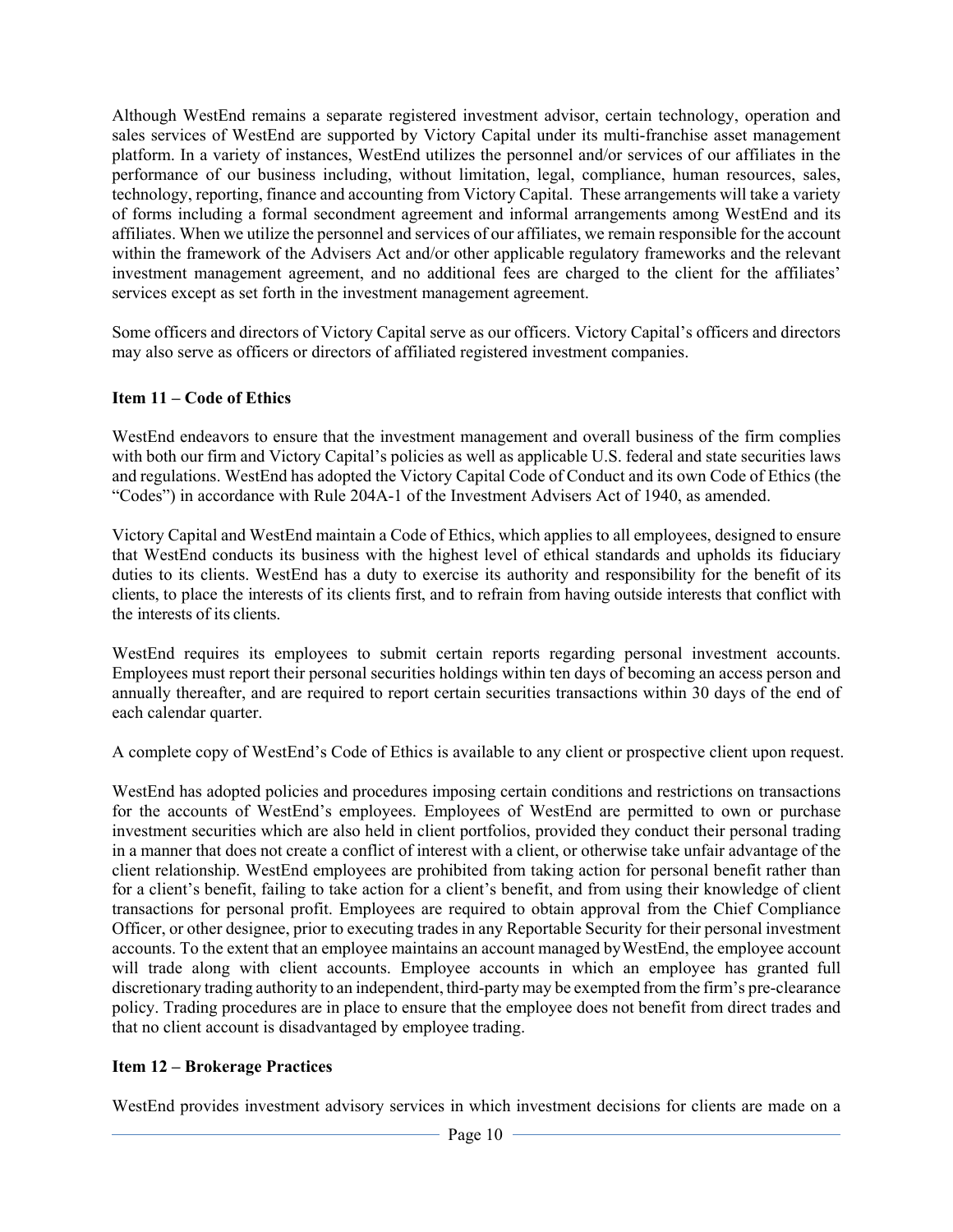Although WestEnd remains a separate registered investment advisor, certain technology, operation and sales services of WestEnd are supported by Victory Capital under its multi-franchise asset management platform. In a variety of instances, WestEnd utilizes the personnel and/or services of our affiliates in the performance of our business including, without limitation, legal, compliance, human resources, sales, technology, reporting, finance and accounting from Victory Capital. These arrangements will take a variety of forms including a formal secondment agreement and informal arrangements among WestEnd and its affiliates. When we utilize the personnel and services of our affiliates, we remain responsible for the account within the framework of the Advisers Act and/or other applicable regulatory frameworks and the relevant investment management agreement, and no additional fees are charged to the client for the affiliates' services except as set forth in the investment management agreement.

Some officers and directors of Victory Capital serve as our officers. Victory Capital's officers and directors may also serve as officers or directors of affiliated registered investment companies.

## Item 11 – Code of Ethics

WestEnd endeavors to ensure that the investment management and overall business of the firm complies with both our firm and Victory Capital's policies as well as applicable U.S. federal and state securities laws and regulations. WestEnd has adopted the Victory Capital Code of Conduct and its own Code of Ethics (the "Codes") in accordance with Rule 204A-1 of the Investment Advisers Act of 1940, as amended.

Victory Capital and WestEnd maintain a Code of Ethics, which applies to all employees, designed to ensure that WestEnd conducts its business with the highest level of ethical standards and upholds its fiduciary duties to its clients. WestEnd has a duty to exercise its authority and responsibility for the benefit of its clients, to place the interests of its clients first, and to refrain from having outside interests that conflict with the interests of its clients.

WestEnd requires its employees to submit certain reports regarding personal investment accounts. Employees must report their personal securities holdings within ten days of becoming an access person and annually thereafter, and are required to report certain securities transactions within 30 days of the end of each calendar quarter.

A complete copy of WestEnd's Code of Ethics is available to any client or prospective client upon request.

WestEnd has adopted policies and procedures imposing certain conditions and restrictions on transactions for the accounts of WestEnd's employees. Employees of WestEnd are permitted to own or purchase investment securities which are also held in client portfolios, provided they conduct their personal trading in a manner that does not create a conflict of interest with a client, or otherwise take unfair advantage of the client relationship. WestEnd employees are prohibited from taking action for personal benefit rather than for a client's benefit, failing to take action for a client's benefit, and from using their knowledge of client transactions for personal profit. Employees are required to obtain approval from the Chief Compliance Officer, or other designee, prior to executing trades in any Reportable Security for their personal investment accounts. To the extent that an employee maintains an account managed by WestEnd, the employee account will trade along with client accounts. Employee accounts in which an employee has granted full discretionary trading authority to an independent, third-party may be exempted from the firm's pre-clearance policy. Trading procedures are in place to ensure that the employee does not benefit from direct trades and that no client account is disadvantaged by employee trading.

## Item 12 – Brokerage Practices

WestEnd provides investment advisory services in which investment decisions for clients are made on a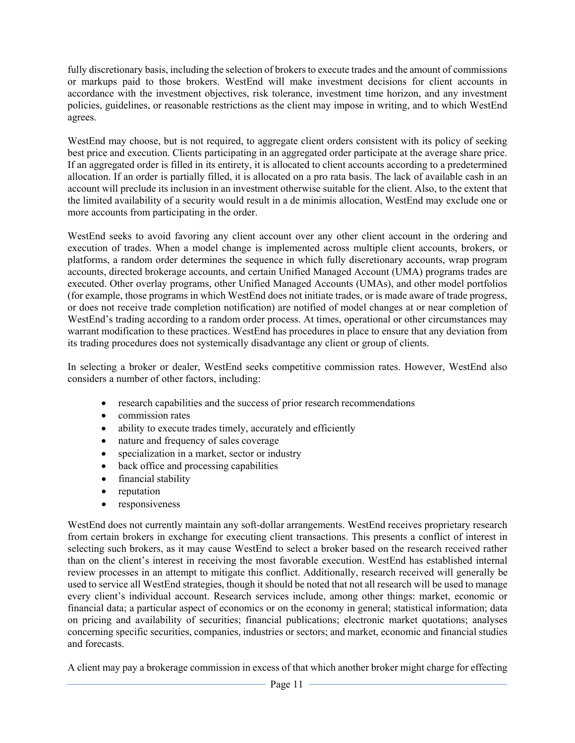fully discretionary basis, including the selection of brokers to execute trades and the amount of commissions or markups paid to those brokers. WestEnd will make investment decisions for client accounts in accordance with the investment objectives, risk tolerance, investment time horizon, and any investment policies, guidelines, or reasonable restrictions as the client may impose in writing, and to which WestEnd agrees.

WestEnd may choose, but is not required, to aggregate client orders consistent with its policy of seeking best price and execution. Clients participating in an aggregated order participate at the average share price. If an aggregated order is filled in its entirety, it is allocated to client accounts according to a predetermined allocation. If an order is partially filled, it is allocated on a pro rata basis. The lack of available cash in an account will preclude its inclusion in an investment otherwise suitable for the client. Also, to the extent that the limited availability of a security would result in a de minimis allocation, WestEnd may exclude one or more accounts from participating in the order.

WestEnd seeks to avoid favoring any client account over any other client account in the ordering and execution of trades. When a model change is implemented across multiple client accounts, brokers, or platforms, a random order determines the sequence in which fully discretionary accounts, wrap program accounts, directed brokerage accounts, and certain Unified Managed Account (UMA) programs trades are executed. Other overlay programs, other Unified Managed Accounts (UMAs), and other model portfolios (for example, those programs in which WestEnd does not initiate trades, or is made aware of trade progress, or does not receive trade completion notification) are notified of model changes at or near completion of WestEnd's trading according to a random order process. At times, operational or other circumstances may warrant modification to these practices. WestEnd has procedures in place to ensure that any deviation from its trading procedures does not systemically disadvantage any client or group of clients.

In selecting a broker or dealer, WestEnd seeks competitive commission rates. However, WestEnd also considers a number of other factors, including:

- research capabilities and the success of prior research recommendations
- commission rates
- ability to execute trades timely, accurately and efficiently
- nature and frequency of sales coverage
- specialization in a market, sector or industry
- back office and processing capabilities
- financial stability
- reputation
- responsiveness

WestEnd does not currently maintain any soft-dollar arrangements. WestEnd receives proprietary research from certain brokers in exchange for executing client transactions. This presents a conflict of interest in selecting such brokers, as it may cause WestEnd to select a broker based on the research received rather than on the client's interest in receiving the most favorable execution. WestEnd has established internal review processes in an attempt to mitigate this conflict. Additionally, research received will generally be used to service all WestEnd strategies, though it should be noted that not all research will be used to manage every client's individual account. Research services include, among other things: market, economic or financial data; a particular aspect of economics or on the economy in general; statistical information; data on pricing and availability of securities; financial publications; electronic market quotations; analyses concerning specific securities, companies, industries or sectors; and market, economic and financial studies and forecasts.

A client may pay a brokerage commission in excess of that which another broker might charge for effecting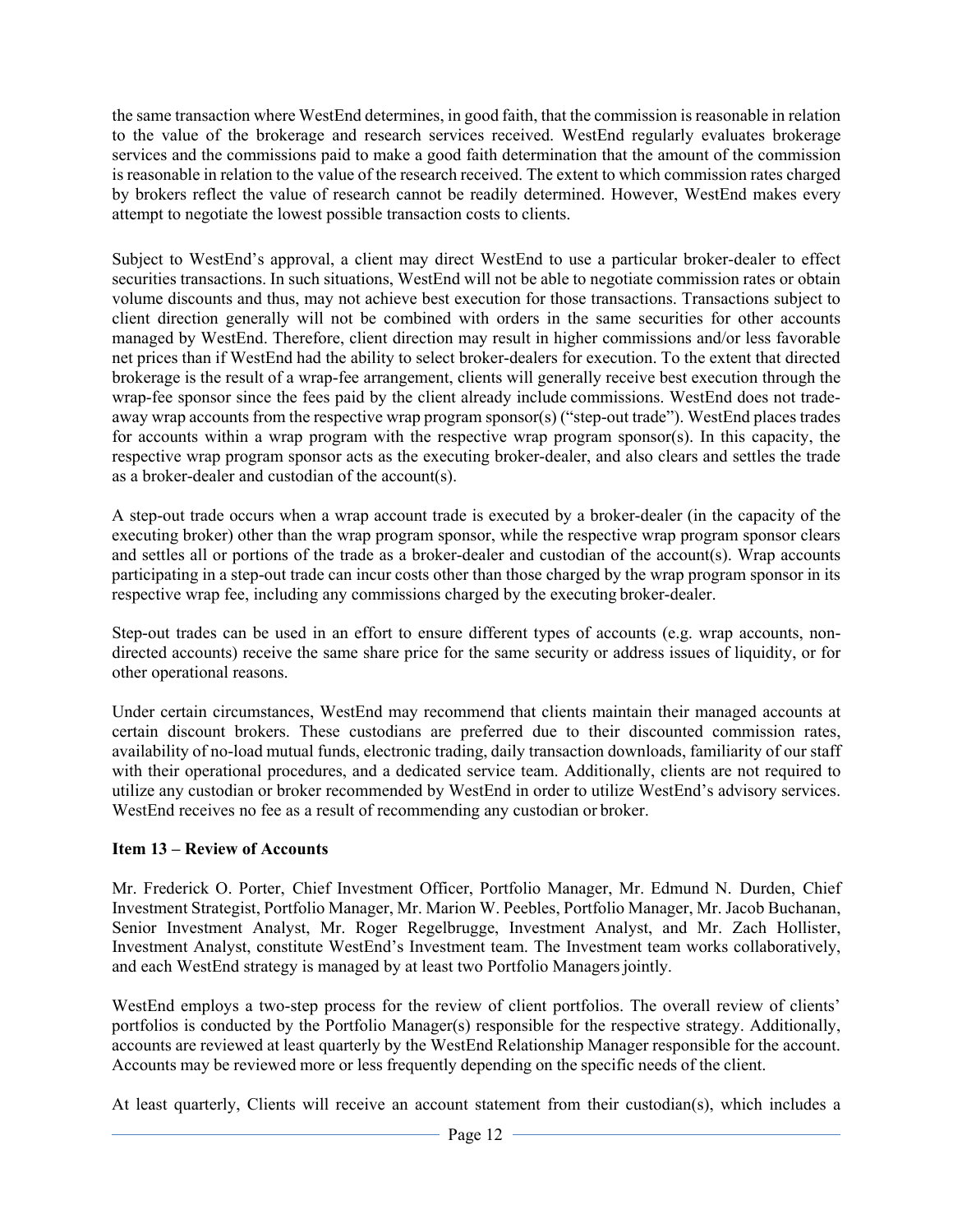the same transaction where WestEnd determines, in good faith, that the commission is reasonable in relation to the value of the brokerage and research services received. WestEnd regularly evaluates brokerage services and the commissions paid to make a good faith determination that the amount of the commission is reasonable in relation to the value of the research received. The extent to which commission rates charged by brokers reflect the value of research cannot be readily determined. However, WestEnd makes every attempt to negotiate the lowest possible transaction costs to clients.

Subject to WestEnd's approval, a client may direct WestEnd to use a particular broker-dealer to effect securities transactions. In such situations, WestEnd will not be able to negotiate commission rates or obtain volume discounts and thus, may not achieve best execution for those transactions. Transactions subject to client direction generally will not be combined with orders in the same securities for other accounts managed by WestEnd. Therefore, client direction may result in higher commissions and/or less favorable net prices than if WestEnd had the ability to select broker-dealers for execution. To the extent that directed brokerage is the result of a wrap-fee arrangement, clients will generally receive best execution through the wrap-fee sponsor since the fees paid by the client already include commissions. WestEnd does not trade-away wrap accounts from the respective wrap program sponsor(s) ("step-out trade"). WestEnd places trades for accounts within a wrap program with the respective wrap program sponsor(s). In this capacity, the respective wrap program sponsor acts as the executing broker-dealer, and also clears and settles the trade as a broker-dealer and custodian of the account(s).

A step-out trade occurs when a wrap account trade is executed by a broker-dealer (in the capacity of the executing broker) other than the wrap program sponsor, while the respective wrap program sponsor clears and settles all or portions of the trade as a broker-dealer and custodian of the account(s). Wrap accounts participating in a step-out trade can incur costs other than those charged by the wrap program sponsor in its respective wrap fee, including any commissions charged by the executing broker-dealer.

Step-out trades can be used in an effort to ensure different types of accounts (e.g. wrap accounts, non-directed accounts) receive the same share price for the same security or address issues of liquidity, or for other operational reasons.

Under certain circumstances, WestEnd may recommend that clients maintain their managed accounts at certain discount brokers. These custodians are preferred due to their discounted commission rates, availability of no-load mutual funds, electronic trading, daily transaction downloads, familiarity of our staff with their operational procedures, and a dedicated service team. Additionally, clients are not required to utilize any custodian or broker recommended by WestEnd in order to utilize WestEnd's advisory services. WestEnd receives no fee as a result of recommending any custodian or broker.

## Item 13 – Review of Accounts

Mr. Frederick O. Porter, Chief Investment Officer, Portfolio Manager, Mr. Edmund N. Durden, Chief Investment Strategist, Portfolio Manager, Mr. Marion W. Peebles, Portfolio Manager, Mr. Jacob Buchanan, Senior Investment Analyst, Mr. Roger Regelbrugge, Investment Analyst, and Mr. Zach Hollister, Investment Analyst, constitute WestEnd's Investment team. The Investment team works collaboratively, and each WestEnd strategy is managed by at least two Portfolio Managers jointly.

WestEnd employs a two-step process for the review of client portfolios. The overall review of clients' portfolios is conducted by the Portfolio Manager(s) responsible for the respective strategy. Additionally, accounts are reviewed at least quarterly by the WestEnd Relationship Manager responsible for the account. Accounts may be reviewed more or less frequently depending on the specific needs of the client.

At least quarterly, Clients will receive an account statement from their custodian(s), which includes a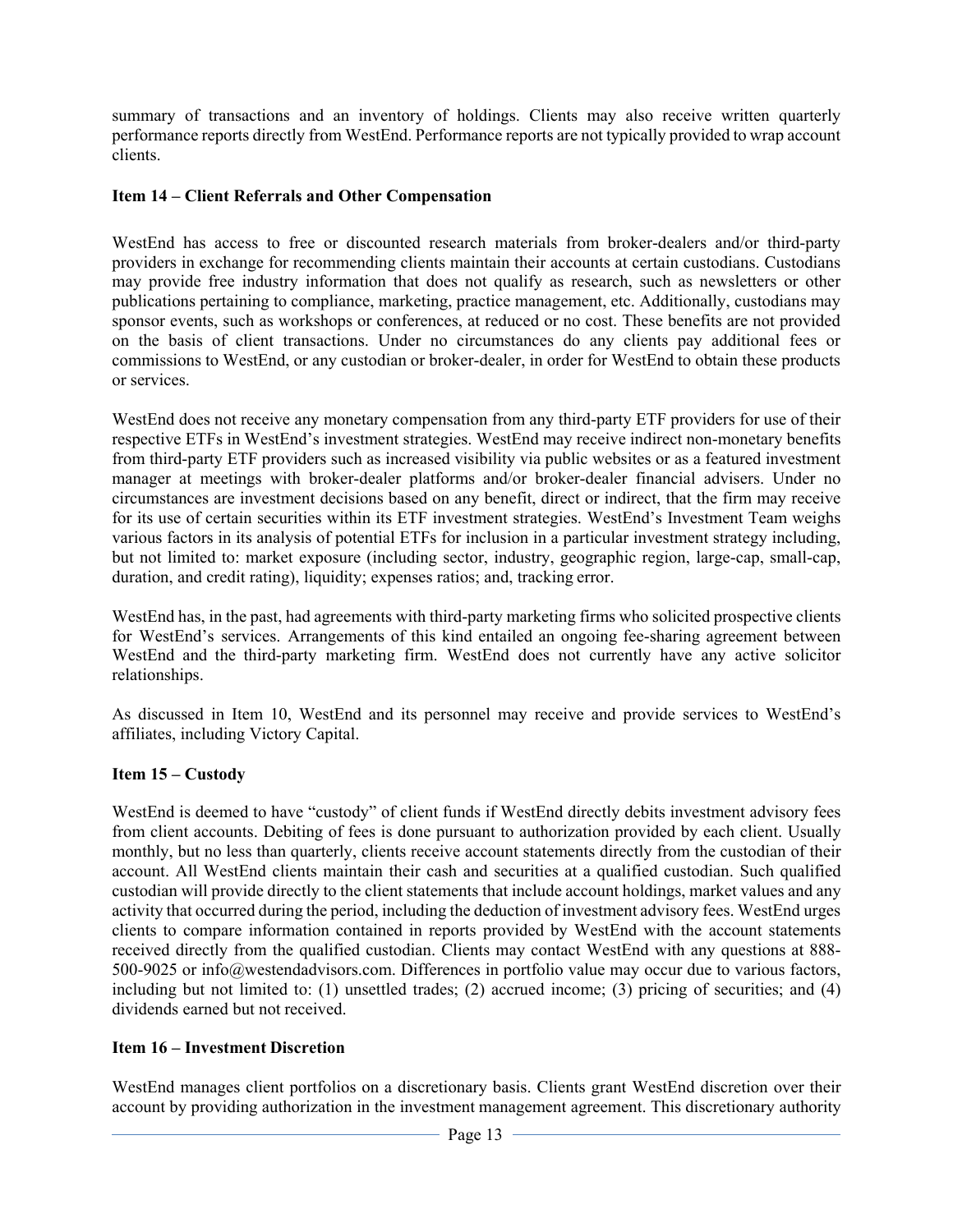summary of transactions and an inventory of holdings. Clients may also receive written quarterly performance reports directly from WestEnd. Performance reports are not typically provided to wrap account clients.

## Item 14 – Client Referrals and Other Compensation

WestEnd has access to free or discounted research materials from broker-dealers and/or third-party providers in exchange for recommending clients maintain their accounts at certain custodians. Custodians may provide free industry information that does not qualify as research, such as newsletters or other publications pertaining to compliance, marketing, practice management, etc. Additionally, custodians may sponsor events, such as workshops or conferences, at reduced or no cost. These benefits are not provided on the basis of client transactions. Under no circumstances do any clients pay additional fees or commissions to WestEnd, or any custodian or broker-dealer, in order for WestEnd to obtain these products or services.

WestEnd does not receive any monetary compensation from any third-party ETF providers for use of their respective ETFs in WestEnd's investment strategies. WestEnd may receive indirect non-monetary benefits from third-party ETF providers such as increased visibility via public websites or as a featured investment manager at meetings with broker-dealer platforms and/or broker-dealer financial advisers. Under no circumstances are investment decisions based on any benefit, direct or indirect, that the firm may receive for its use of certain securities within its ETF investment strategies. WestEnd's Investment Team weighs various factors in its analysis of potential ETFs for inclusion in a particular investment strategy including, but not limited to: market exposure (including sector, industry, geographic region, large-cap, small-cap, duration, and credit rating), liquidity; expenses ratios; and, tracking error.

WestEnd has, in the past, had agreements with third-party marketing firms who solicited prospective clients for WestEnd's services. Arrangements of this kind entailed an ongoing fee-sharing agreement between WestEnd and the third-party marketing firm. WestEnd does not currently have any active solicitor relationships.

As discussed in Item 10, WestEnd and its personnel may receive and provide services to WestEnd's affiliates, including Victory Capital.

## Item 15 – Custody

WestEnd is deemed to have "custody" of client funds if WestEnd directly debits investment advisory fees from client accounts. Debiting of fees is done pursuant to authorization provided by each client. Usually monthly, but no less than quarterly, clients receive account statements directly from the custodian of their account. All WestEnd clients maintain their cash and securities at a qualified custodian. Such qualified custodian will provide directly to the client statements that include account holdings, market values and any activity that occurred during the period, including the deduction of investment advisory fees. WestEnd urges clients to compare information contained in reports provided by WestEnd with the account statements received directly from the qualified custodian. Clients may contact WestEnd with any questions at 888-500-9025 or info@westendadvisors.com. Differences in portfolio value may occur due to various factors, including but not limited to: (1) unsettled trades; (2) accrued income; (3) pricing of securities; and (4) dividends earned but not received.

## Item 16 – Investment Discretion

WestEnd manages client portfolios on a discretionary basis. Clients grant WestEnd discretion over their account by providing authorization in the investment management agreement. This discretionary authority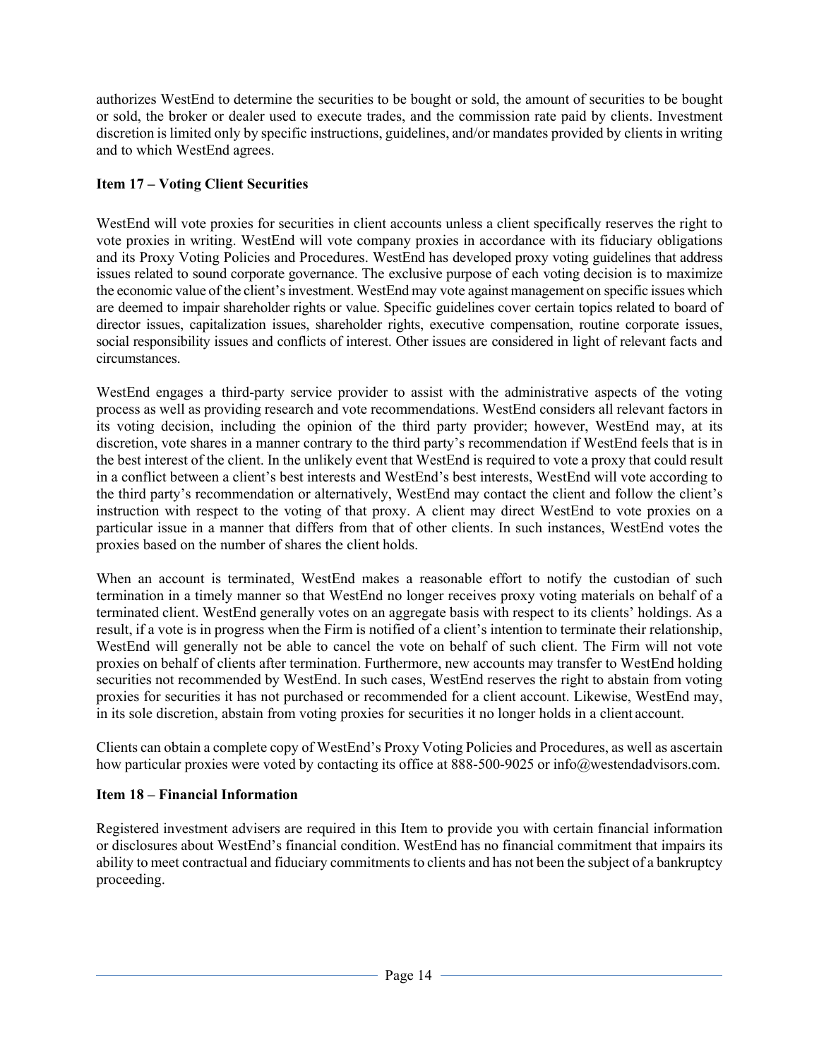authorizes WestEnd to determine the securities to be bought or sold, the amount of securities to be bought or sold, the broker or dealer used to execute trades, and the commission rate paid by clients. Investment discretion is limited only by specific instructions, guidelines, and/or mandates provided by clients in writing and to which WestEnd agrees.

### Item 17 – Voting Client Securities

WestEnd will vote proxies for securities in client accounts unless a client specifically reserves the right to vote proxies in writing. WestEnd will vote company proxies in accordance with its fiduciary obligations and its Proxy Voting Policies and Procedures. WestEnd has developed proxy voting guidelines that address issues related to sound corporate governance. The exclusive purpose of each voting decision is to maximize the economic value of the client's investment. WestEnd may vote against management on specific issues which are deemed to impair shareholder rights or value. Specific guidelines cover certain topics related to board of director issues, capitalization issues, shareholder rights, executive compensation, routine corporate issues, social responsibility issues and conflicts of interest. Other issues are considered in light of relevant facts and circumstances.

WestEnd engages a third-party service provider to assist with the administrative aspects of the voting process as well as providing research and vote recommendations. WestEnd considers all relevant factors in its voting decision, including the opinion of the third party provider; however, WestEnd may, at its discretion, vote shares in a manner contrary to the third party's recommendation if WestEnd feels that is in the best interest of the client. In the unlikely event that WestEnd is required to vote a proxy that could result in a conflict between a client's best interests and WestEnd's best interests, WestEnd will vote according to the third party's recommendation or alternatively, WestEnd may contact the client and follow the client's instruction with respect to the voting of that proxy. A client may direct WestEnd to vote proxies on a particular issue in a manner that differs from that of other clients. In such instances, WestEnd votes the proxies based on the number of shares the client holds.

When an account is terminated, WestEnd makes a reasonable effort to notify the custodian of such termination in a timely manner so that WestEnd no longer receives proxy voting materials on behalf of a terminated client. WestEnd generally votes on an aggregate basis with respect to its clients' holdings. As a result, if a vote is in progress when the Firm is notified of a client's intention to terminate their relationship, WestEnd will generally not be able to cancel the vote on behalf of such client. The Firm will not vote proxies on behalf of clients after termination. Furthermore, new accounts may transfer to WestEnd holding securities not recommended by WestEnd. In such cases, WestEnd reserves the right to abstain from voting proxies for securities it has not purchased or recommended for a client account. Likewise, WestEnd may, in its sole discretion, abstain from voting proxies for securities it no longer holds in a client account.

Clients can obtain a complete copy of WestEnd's Proxy Voting Policies and Procedures, as well as ascertain how particular proxies were voted by contacting its office at 888-500-9025 or info@westendadvisors.com.

### Item 18 – Financial Information

Registered investment advisers are required in this Item to provide you with certain financial information or disclosures about WestEnd's financial condition. WestEnd has no financial commitment that impairs its ability to meet contractual and fiduciary commitments to clients and has not been the subject of a bankruptcy proceeding.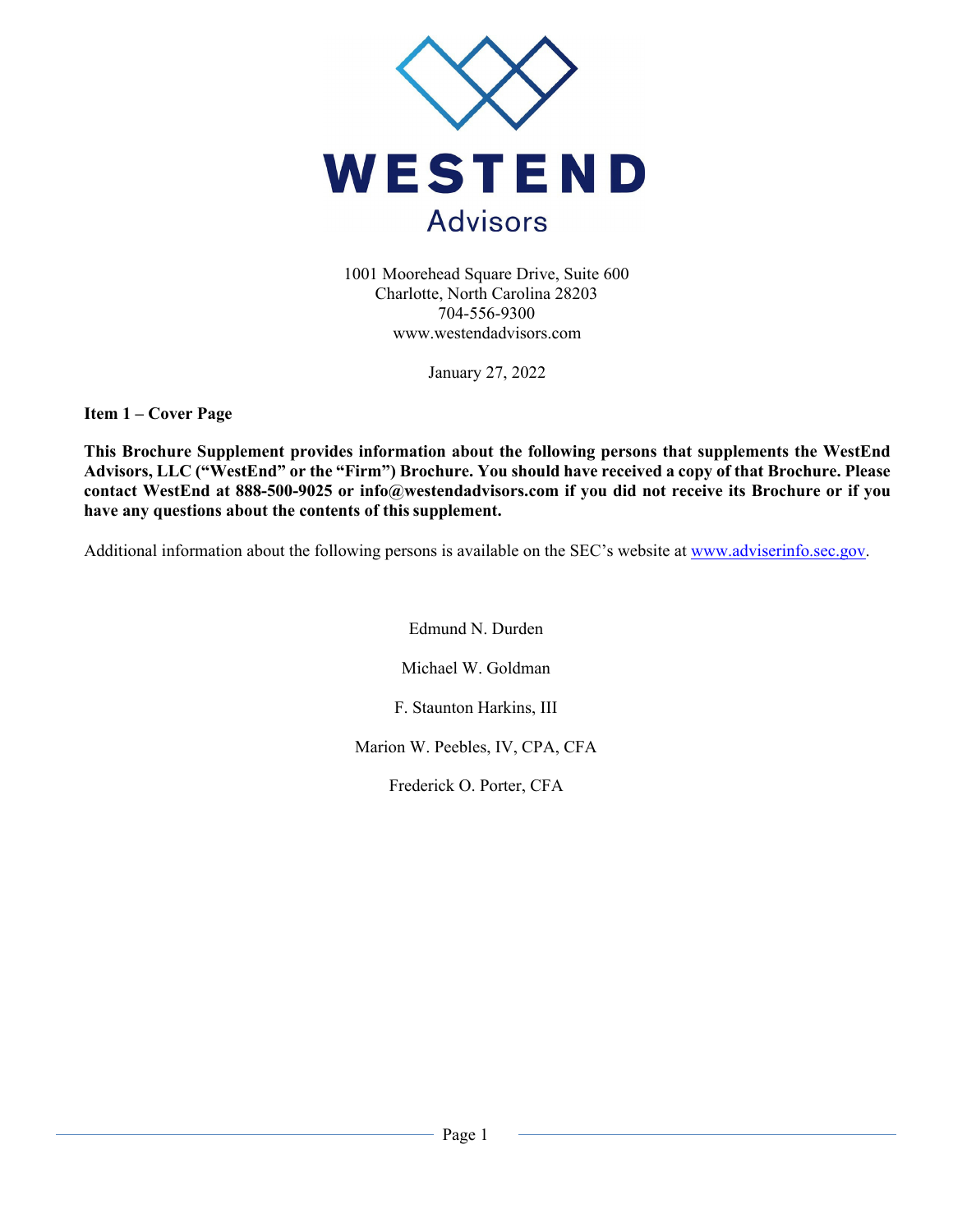# WESTEND

## Advisors

1001 Moorehead Square Drive, Suite 600
Charlotte, North Carolina 28203
704-556-9300
www.westendadvisors.com

January 27, 2022

**Item 1 – Cover Page**

**This Brochure Supplement provides information about the following persons that supplements the WestEnd Advisors, LLC ("WestEnd" or the "Firm") Brochure. You should have received a copy of that Brochure. Please contact WestEnd at 888-500-9025 or info@westendadvisors.com if you did not receive its Brochure or if you have any questions about the contents of this supplement.**

Additional information about the following persons is available on the SEC's website at www.adviserinfo.sec.gov.

Edmund N. Durden

Michael W. Goldman

F. Staunton Harkins, III

Marion W. Peebles, IV, CPA, CFA

Frederick O. Porter, CFA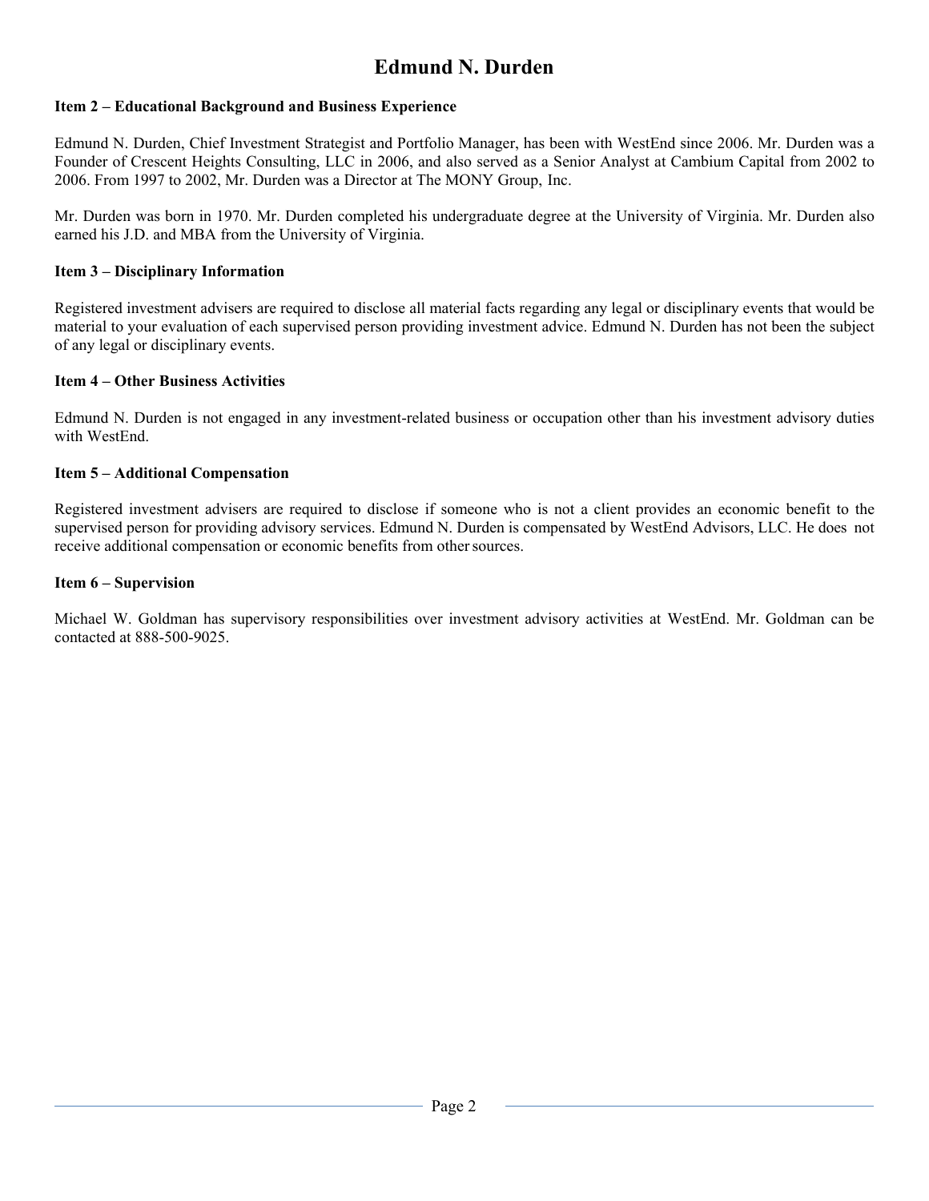# Edmund N. Durden

**Item 2 – Educational Background and Business Experience**

Edmund N. Durden, Chief Investment Strategist and Portfolio Manager, has been with WestEnd since 2006. Mr. Durden was a Founder of Crescent Heights Consulting, LLC in 2006, and also served as a Senior Analyst at Cambium Capital from 2002 to 2006. From 1997 to 2002, Mr. Durden was a Director at The MONY Group, Inc.

Mr. Durden was born in 1970. Mr. Durden completed his undergraduate degree at the University of Virginia. Mr. Durden also earned his J.D. and MBA from the University of Virginia.

**Item 3 – Disciplinary Information**

Registered investment advisers are required to disclose all material facts regarding any legal or disciplinary events that would be material to your evaluation of each supervised person providing investment advice. Edmund N. Durden has not been the subject of any legal or disciplinary events.

**Item 4 – Other Business Activities**

Edmund N. Durden is not engaged in any investment-related business or occupation other than his investment advisory duties with WestEnd.

**Item 5 – Additional Compensation**

Registered investment advisers are required to disclose if someone who is not a client provides an economic benefit to the supervised person for providing advisory services. Edmund N. Durden is compensated by WestEnd Advisors, LLC. He does not receive additional compensation or economic benefits from other sources.

**Item 6 – Supervision**

Michael W. Goldman has supervisory responsibilities over investment advisory activities at WestEnd. Mr. Goldman can be contacted at 888-500-9025.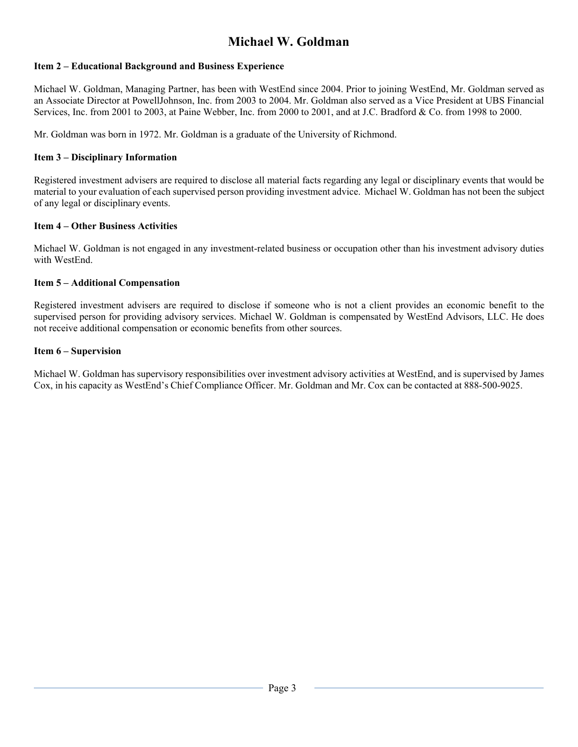# Michael W. Goldman

**Item 2 – Educational Background and Business Experience**

Michael W. Goldman, Managing Partner, has been with WestEnd since 2004. Prior to joining WestEnd, Mr. Goldman served as an Associate Director at PowellJohnson, Inc. from 2003 to 2004. Mr. Goldman also served as a Vice President at UBS Financial Services, Inc. from 2001 to 2003, at Paine Webber, Inc. from 2000 to 2001, and at J.C. Bradford & Co. from 1998 to 2000.

Mr. Goldman was born in 1972. Mr. Goldman is a graduate of the University of Richmond.

**Item 3 – Disciplinary Information**

Registered investment advisers are required to disclose all material facts regarding any legal or disciplinary events that would be material to your evaluation of each supervised person providing investment advice. Michael W. Goldman has not been the subject of any legal or disciplinary events.

**Item 4 – Other Business Activities**

Michael W. Goldman is not engaged in any investment-related business or occupation other than his investment advisory duties with WestEnd.

**Item 5 – Additional Compensation**

Registered investment advisers are required to disclose if someone who is not a client provides an economic benefit to the supervised person for providing advisory services. Michael W. Goldman is compensated by WestEnd Advisors, LLC. He does not receive additional compensation or economic benefits from other sources.

**Item 6 – Supervision**

Michael W. Goldman has supervisory responsibilities over investment advisory activities at WestEnd, and is supervised by James Cox, in his capacity as WestEnd's Chief Compliance Officer. Mr. Goldman and Mr. Cox can be contacted at 888-500-9025.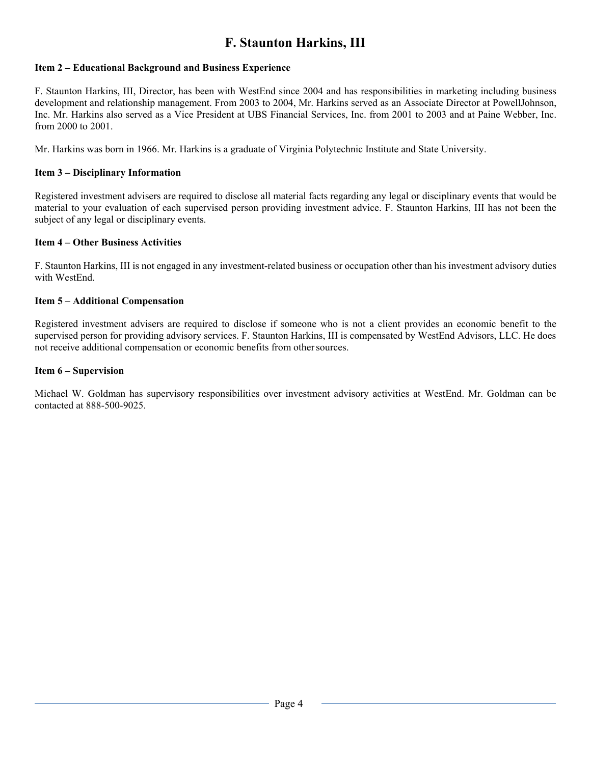# F. Staunton Harkins, III

**Item 2 – Educational Background and Business Experience**

F. Staunton Harkins, III, Director, has been with WestEnd since 2004 and has responsibilities in marketing including business development and relationship management. From 2003 to 2004, Mr. Harkins served as an Associate Director at PowellJohnson, Inc. Mr. Harkins also served as a Vice President at UBS Financial Services, Inc. from 2001 to 2003 and at Paine Webber, Inc. from 2000 to 2001.

Mr. Harkins was born in 1966. Mr. Harkins is a graduate of Virginia Polytechnic Institute and State University.

**Item 3 – Disciplinary Information**

Registered investment advisers are required to disclose all material facts regarding any legal or disciplinary events that would be material to your evaluation of each supervised person providing investment advice. F. Staunton Harkins, III has not been the subject of any legal or disciplinary events.

**Item 4 – Other Business Activities**

F. Staunton Harkins, III is not engaged in any investment-related business or occupation other than his investment advisory duties with WestEnd.

**Item 5 – Additional Compensation**

Registered investment advisers are required to disclose if someone who is not a client provides an economic benefit to the supervised person for providing advisory services. F. Staunton Harkins, III is compensated by WestEnd Advisors, LLC. He does not receive additional compensation or economic benefits from other sources.

**Item 6 – Supervision**

Michael W. Goldman has supervisory responsibilities over investment advisory activities at WestEnd. Mr. Goldman can be contacted at 888-500-9025.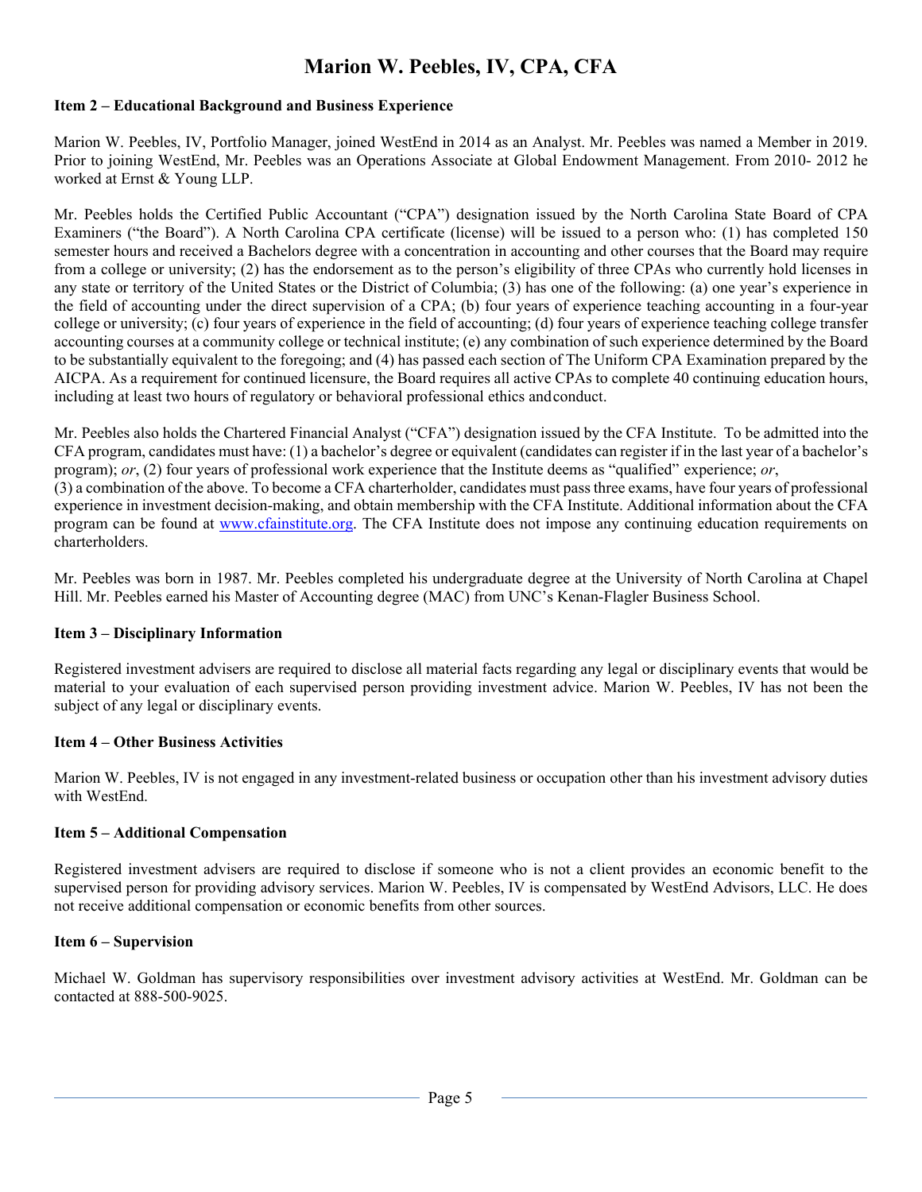# Marion W. Peebles, IV, CPA, CFA

**Item 2 – Educational Background and Business Experience**

Marion W. Peebles, IV, Portfolio Manager, joined WestEnd in 2014 as an Analyst. Mr. Peebles was named a Member in 2019. Prior to joining WestEnd, Mr. Peebles was an Operations Associate at Global Endowment Management. From 2010- 2012 he worked at Ernst & Young LLP.

Mr. Peebles holds the Certified Public Accountant ("CPA") designation issued by the North Carolina State Board of CPA Examiners ("the Board"). A North Carolina CPA certificate (license) will be issued to a person who: (1) has completed 150 semester hours and received a Bachelors degree with a concentration in accounting and other courses that the Board may require from a college or university; (2) has the endorsement as to the person's eligibility of three CPAs who currently hold licenses in any state or territory of the United States or the District of Columbia; (3) has one of the following: (a) one year's experience in the field of accounting under the direct supervision of a CPA; (b) four years of experience teaching accounting in a four-year college or university; (c) four years of experience in the field of accounting; (d) four years of experience teaching college transfer accounting courses at a community college or technical institute; (e) any combination of such experience determined by the Board to be substantially equivalent to the foregoing; and (4) has passed each section of The Uniform CPA Examination prepared by the AICPA. As a requirement for continued licensure, the Board requires all active CPAs to complete 40 continuing education hours, including at least two hours of regulatory or behavioral professional ethics and conduct.

Mr. Peebles also holds the Chartered Financial Analyst ("CFA") designation issued by the CFA Institute. To be admitted into the CFA program, candidates must have: (1) a bachelor's degree or equivalent (candidates can register if in the last year of a bachelor's program); *or*, (2) four years of professional work experience that the Institute deems as "qualified" experience; *or*,
(3) a combination of the above. To become a CFA charterholder, candidates must pass three exams, have four years of professional experience in investment decision-making, and obtain membership with the CFA Institute. Additional information about the CFA program can be found at www.cfainstitute.org. The CFA Institute does not impose any continuing education requirements on charterholders.

Mr. Peebles was born in 1987. Mr. Peebles completed his undergraduate degree at the University of North Carolina at Chapel Hill. Mr. Peebles earned his Master of Accounting degree (MAC) from UNC's Kenan-Flagler Business School.

**Item 3 – Disciplinary Information**

Registered investment advisers are required to disclose all material facts regarding any legal or disciplinary events that would be material to your evaluation of each supervised person providing investment advice. Marion W. Peebles, IV has not been the subject of any legal or disciplinary events.

**Item 4 – Other Business Activities**

Marion W. Peebles, IV is not engaged in any investment-related business or occupation other than his investment advisory duties with WestEnd.

**Item 5 – Additional Compensation**

Registered investment advisers are required to disclose if someone who is not a client provides an economic benefit to the supervised person for providing advisory services. Marion W. Peebles, IV is compensated by WestEnd Advisors, LLC. He does not receive additional compensation or economic benefits from other sources.

**Item 6 – Supervision**

Michael W. Goldman has supervisory responsibilities over investment advisory activities at WestEnd. Mr. Goldman can be contacted at 888-500-9025.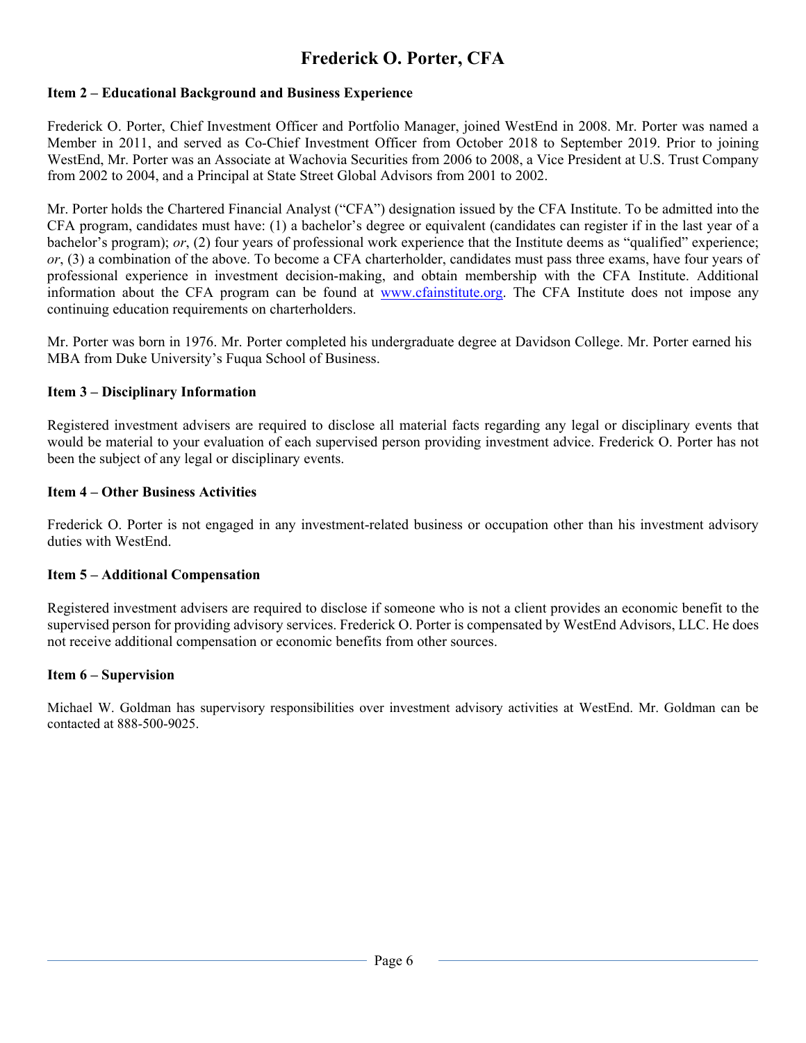# Frederick O. Porter, CFA

### Item 2 – Educational Background and Business Experience

Frederick O. Porter, Chief Investment Officer and Portfolio Manager, joined WestEnd in 2008. Mr. Porter was named a Member in 2011, and served as Co-Chief Investment Officer from October 2018 to September 2019. Prior to joining WestEnd, Mr. Porter was an Associate at Wachovia Securities from 2006 to 2008, a Vice President at U.S. Trust Company from 2002 to 2004, and a Principal at State Street Global Advisors from 2001 to 2002.

Mr. Porter holds the Chartered Financial Analyst ("CFA") designation issued by the CFA Institute. To be admitted into the CFA program, candidates must have: (1) a bachelor's degree or equivalent (candidates can register if in the last year of a bachelor's program); *or*, (2) four years of professional work experience that the Institute deems as "qualified" experience; *or*, (3) a combination of the above. To become a CFA charterholder, candidates must pass three exams, have four years of professional experience in investment decision-making, and obtain membership with the CFA Institute. Additional information about the CFA program can be found at www.cfainstitute.org. The CFA Institute does not impose any continuing education requirements on charterholders.

Mr. Porter was born in 1976. Mr. Porter completed his undergraduate degree at Davidson College. Mr. Porter earned his MBA from Duke University's Fuqua School of Business.

### Item 3 – Disciplinary Information

Registered investment advisers are required to disclose all material facts regarding any legal or disciplinary events that would be material to your evaluation of each supervised person providing investment advice. Frederick O. Porter has not been the subject of any legal or disciplinary events.

### Item 4 – Other Business Activities

Frederick O. Porter is not engaged in any investment-related business or occupation other than his investment advisory duties with WestEnd.

### Item 5 – Additional Compensation

Registered investment advisers are required to disclose if someone who is not a client provides an economic benefit to the supervised person for providing advisory services. Frederick O. Porter is compensated by WestEnd Advisors, LLC. He does not receive additional compensation or economic benefits from other sources.

### Item 6 – Supervision

Michael W. Goldman has supervisory responsibilities over investment advisory activities at WestEnd. Mr. Goldman can be contacted at 888-500-9025.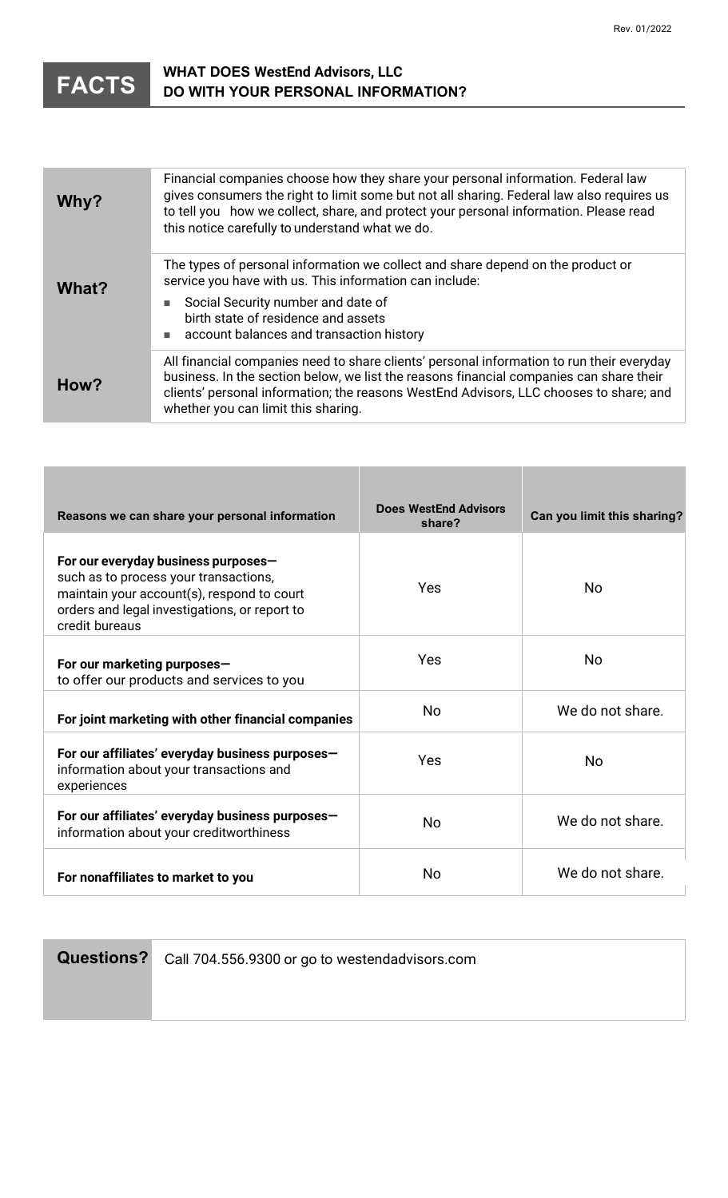Rev. 01/2022

# FACTS — WHAT DOES WestEnd Advisors, LLC DO WITH YOUR PERSONAL INFORMATION?

| | |
|---|---|
| **Why?** | Financial companies choose how they share your personal information. Federal law gives consumers the right to limit some but not all sharing. Federal law also requires us to tell you how we collect, share, and protect your personal information. Please read this notice carefully to understand what we do. |
| **What?** | The types of personal information we collect and share depend on the product or service you have with us. This information can include:<br>■ Social Security number and date of birth state of residence and assets<br>■ account balances and transaction history |
| **How?** | All financial companies need to share clients' personal information to run their everyday business. In the section below, we list the reasons financial companies can share their clients' personal information; the reasons WestEnd Advisors, LLC chooses to share; and whether you can limit this sharing. |

| **Reasons we can share your personal information** | **Does WestEnd Advisors share?** | **Can you limit this sharing?** |
|---|---|---|
| **For our everyday business purposes—** such as to process your transactions, maintain your account(s), respond to court orders and legal investigations, or report to credit bureaus | Yes | No |
| **For our marketing purposes—** to offer our products and services to you | Yes | No |
| **For joint marketing with other financial companies** | No | We do not share. |
| **For our affiliates' everyday business purposes—** information about your transactions and experiences | Yes | No |
| **For our affiliates' everyday business purposes—** information about your creditworthiness | No | We do not share. |
| **For nonaffiliates to market to you** | No | We do not share. |

| | |
|---|---|
| **Questions?** | Call 704.556.9300 or go to westendadvisors.com |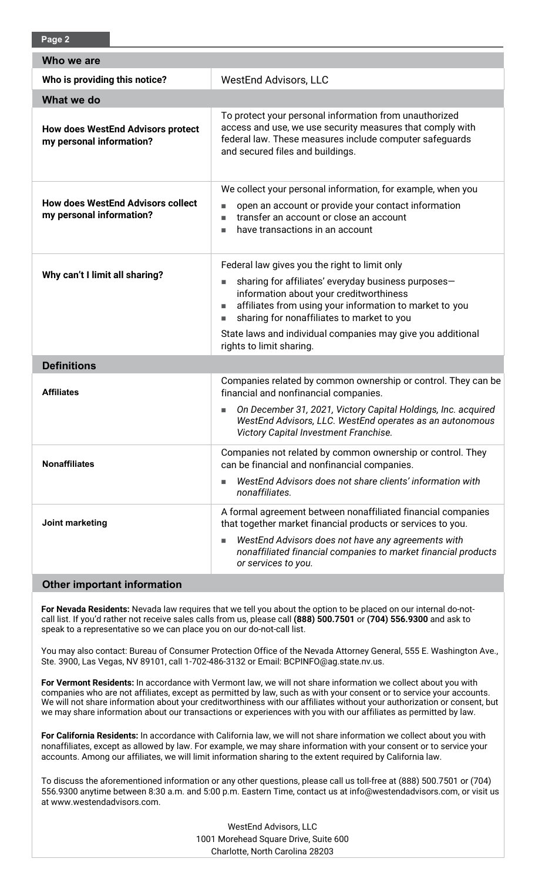| | |
|---|---|
| **Who we are** | |
| **Who is providing this notice?** | WestEnd Advisors, LLC |
| **What we do** | |
| **How does WestEnd Advisors protect my personal information?** | To protect your personal information from unauthorized access and use, we use security measures that comply with federal law. These measures include computer safeguards and secured files and buildings. |
| **How does WestEnd Advisors collect my personal information?** | We collect your personal information, for example, when you<br>■ open an account or provide your contact information<br>■ transfer an account or close an account<br>■ have transactions in an account |
| **Why can't I limit all sharing?** | Federal law gives you the right to limit only<br>■ sharing for affiliates' everyday business purposes—information about your creditworthiness<br>■ affiliates from using your information to market to you<br>■ sharing for nonaffiliates to market to you<br>State laws and individual companies may give you additional rights to limit sharing. |
| **Definitions** | |
| **Affiliates** | Companies related by common ownership or control. They can be financial and nonfinancial companies.<br>■ *On December 31, 2021, Victory Capital Holdings, Inc. acquired WestEnd Advisors, LLC. WestEnd operates as an autonomous Victory Capital Investment Franchise.* |
| **Nonaffiliates** | Companies not related by common ownership or control. They can be financial and nonfinancial companies.<br>■ *WestEnd Advisors does not share clients' information with nonaffiliates.* |
| **Joint marketing** | A formal agreement between nonaffiliated financial companies that together market financial products or services to you.<br>■ *WestEnd Advisors does not have any agreements with nonaffiliated financial companies to market financial products or services to you.* |

## Other important information

**For Nevada Residents:** Nevada law requires that we tell you about the option to be placed on our internal do-not-call list. If you'd rather not receive sales calls from us, please call **(888) 500.7501** or **(704) 556.9300** and ask to speak to a representative so we can place you on our do-not-call list.

You may also contact: Bureau of Consumer Protection Office of the Nevada Attorney General, 555 E. Washington Ave., Ste. 3900, Las Vegas, NV 89101, call 1-702-486-3132 or Email: BCPINFO@ag.state.nv.us.

**For Vermont Residents:** In accordance with Vermont law, we will not share information we collect about you with companies who are not affiliates, except as permitted by law, such as with your consent or to service your accounts. We will not share information about your creditworthiness with our affiliates without your authorization or consent, but we may share information about our transactions or experiences with you with our affiliates as permitted by law.

**For California Residents:** In accordance with California law, we will not share information we collect about you with nonaffiliates, except as allowed by law. For example, we may share information with your consent or to service your accounts. Among our affiliates, we will limit information sharing to the extent required by California law.

To discuss the aforementioned information or any other questions, please call us toll-free at (888) 500.7501 or (704) 556.9300 anytime between 8:30 a.m. and 5:00 p.m. Eastern Time, contact us at info@westendadvisors.com, or visit us at www.westendadvisors.com.

WestEnd Advisors, LLC
1001 Morehead Square Drive, Suite 600
Charlotte, North Carolina 28203